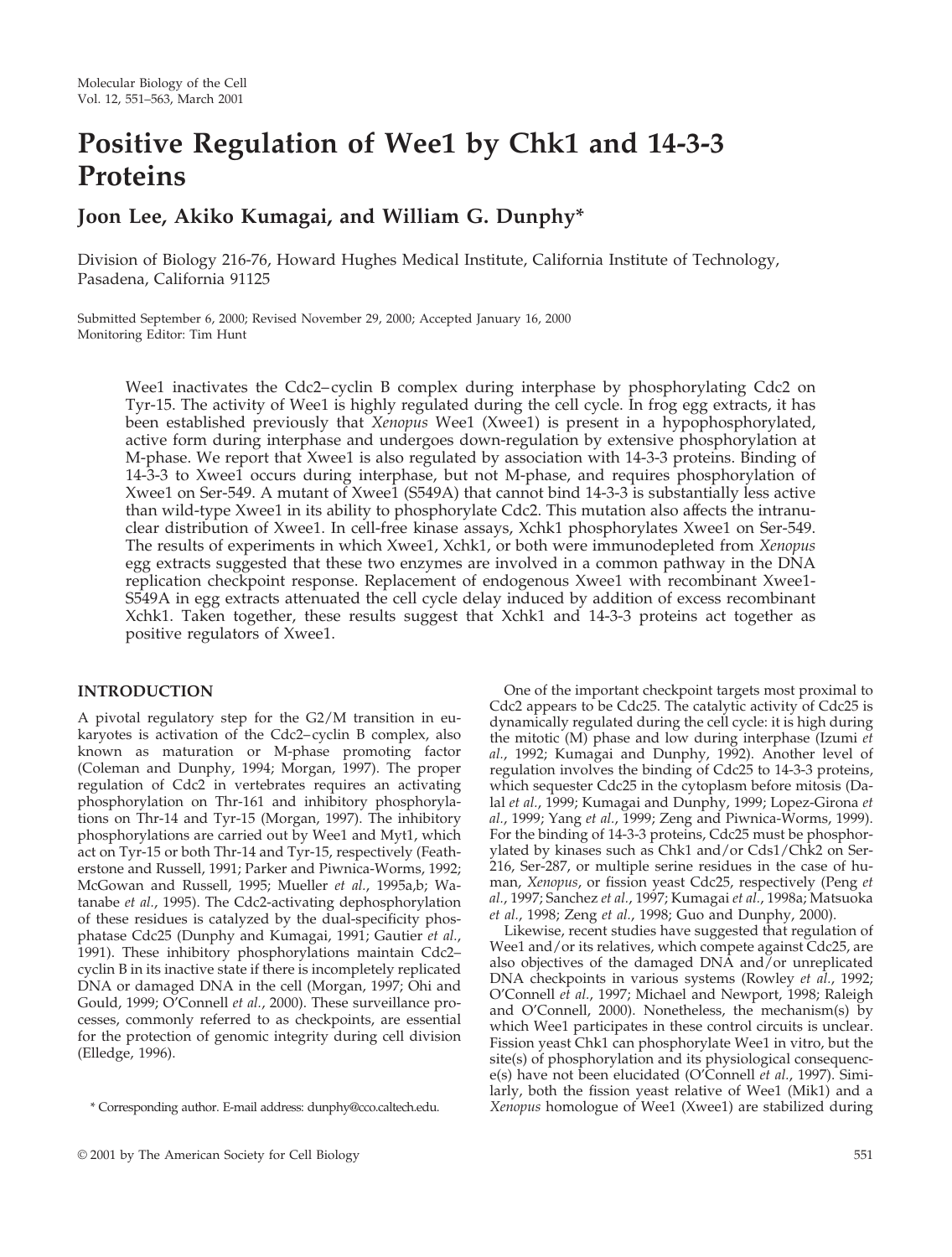Molecular Biology of the Cell
Vol. 12, 551–563, March 2001

# Positive Regulation of Wee1 by Chk1 and 14-3-3 Proteins

**Joon Lee, Akiko Kumagai, and William G. Dunphy***

Division of Biology 216-76, Howard Hughes Medical Institute, California Institute of Technology, Pasadena, California 91125

Submitted September 6, 2000; Revised November 29, 2000; Accepted January 16, 2000
Monitoring Editor: Tim Hunt

Wee1 inactivates the Cdc2–cyclin B complex during interphase by phosphorylating Cdc2 on Tyr-15. The activity of Wee1 is highly regulated during the cell cycle. In frog egg extracts, it has been established previously that *Xenopus* Wee1 (Xwee1) is present in a hypophosphorylated, active form during interphase and undergoes down-regulation by extensive phosphorylation at M-phase. We report that Xwee1 is also regulated by association with 14-3-3 proteins. Binding of 14-3-3 to Xwee1 occurs during interphase, but not M-phase, and requires phosphorylation of Xwee1 on Ser-549. A mutant of Xwee1 (S549A) that cannot bind 14-3-3 is substantially less active than wild-type Xwee1 in its ability to phosphorylate Cdc2. This mutation also affects the intranuclear distribution of Xwee1. In cell-free kinase assays, Xchk1 phosphorylates Xwee1 on Ser-549. The results of experiments in which Xwee1, Xchk1, or both were immunodepleted from *Xenopus* egg extracts suggested that these two enzymes are involved in a common pathway in the DNA replication checkpoint response. Replacement of endogenous Xwee1 with recombinant Xwee1-S549A in egg extracts attenuated the cell cycle delay induced by addition of excess recombinant Xchk1. Taken together, these results suggest that Xchk1 and 14-3-3 proteins act together as positive regulators of Xwee1.

## INTRODUCTION

A pivotal regulatory step for the G2/M transition in eukaryotes is activation of the Cdc2–cyclin B complex, also known as maturation or M-phase promoting factor (Coleman and Dunphy, 1994; Morgan, 1997). The proper regulation of Cdc2 in vertebrates requires an activating phosphorylation on Thr-161 and inhibitory phosphorylations on Thr-14 and Tyr-15 (Morgan, 1997). The inhibitory phosphorylations are carried out by Wee1 and Myt1, which act on Tyr-15 or both Thr-14 and Tyr-15, respectively (Featherstone and Russell, 1991; Parker and Piwnica-Worms, 1992; McGowan and Russell, 1995; Mueller *et al.*, 1995a,b; Watanabe *et al.*, 1995). The Cdc2-activating dephosphorylation of these residues is catalyzed by the dual-specificity phosphatase Cdc25 (Dunphy and Kumagai, 1991; Gautier *et al.*, 1991). These inhibitory phosphorylations maintain Cdc2–cyclin B in its inactive state if there is incompletely replicated DNA or damaged DNA in the cell (Morgan, 1997; Ohi and Gould, 1999; O'Connell *et al.*, 2000). These surveillance processes, commonly referred to as checkpoints, are essential for the protection of genomic integrity during cell division (Elledge, 1996).

One of the important checkpoint targets most proximal to Cdc2 appears to be Cdc25. The catalytic activity of Cdc25 is dynamically regulated during the cell cycle: it is high during the mitotic (M) phase and low during interphase (Izumi *et al.*, 1992; Kumagai and Dunphy, 1992). Another level of regulation involves the binding of Cdc25 to 14-3-3 proteins, which sequester Cdc25 in the cytoplasm before mitosis (Dalal *et al.*, 1999; Kumagai and Dunphy, 1999; Lopez-Girona *et al.*, 1999; Yang *et al.*, 1999; Zeng and Piwnica-Worms, 1999). For the binding of 14-3-3 proteins, Cdc25 must be phosphorylated by kinases such as Chk1 and/or Cds1/Chk2 on Ser-216, Ser-287, or multiple serine residues in the case of human, *Xenopus*, or fission yeast Cdc25, respectively (Peng *et al.*, 1997; Sanchez *et al.*, 1997; Kumagai *et al.*, 1998a; Matsuoka *et al.*, 1998; Zeng *et al.*, 1998; Guo and Dunphy, 2000).

Likewise, recent studies have suggested that regulation of Wee1 and/or its relatives, which compete against Cdc25, are also objectives of the damaged DNA and/or unreplicated DNA checkpoints in various systems (Rowley *et al.*, 1992; O'Connell *et al.*, 1997; Michael and Newport, 1998; Raleigh and O'Connell, 2000). Nonetheless, the mechanism(s) by which Wee1 participates in these control circuits is unclear. Fission yeast Chk1 can phosphorylate Wee1 in vitro, but the site(s) of phosphorylation and its physiological consequence(s) have not been elucidated (O'Connell *et al.*, 1997). Similarly, both the fission yeast relative of Wee1 (Mik1) and a *Xenopus* homologue of Wee1 (Xwee1) are stabilized during

\* Corresponding author. E-mail address: dunphy@cco.caltech.edu.

© 2001 by The American Society for Cell Biology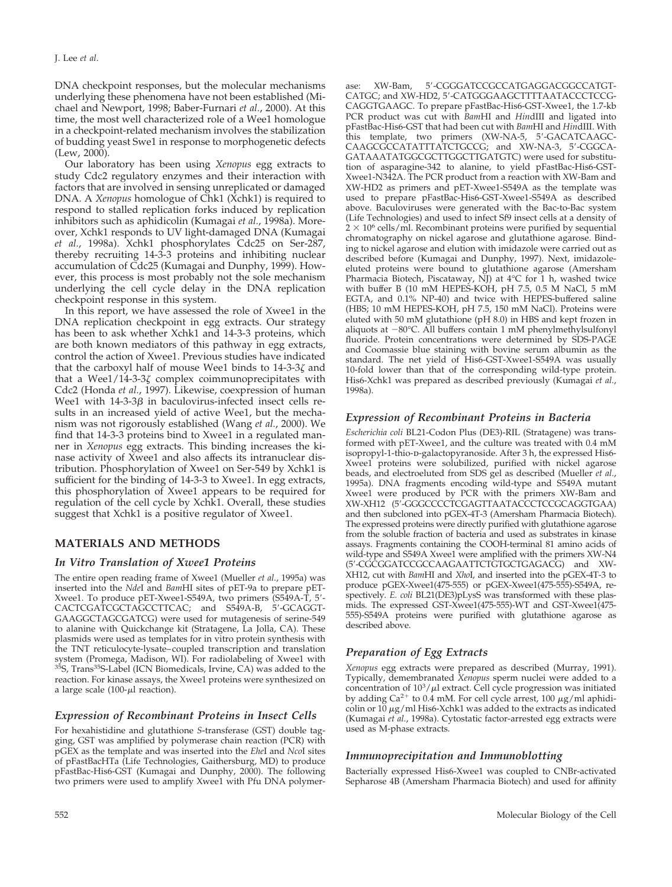DNA checkpoint responses, but the molecular mechanisms underlying these phenomena have not been established (Michael and Newport, 1998; Baber-Furnari *et al.*, 2000). At this time, the most well characterized role of a Wee1 homologue in a checkpoint-related mechanism involves the stabilization of budding yeast Swe1 in response to morphogenetic defects (Lew, 2000).

Our laboratory has been using *Xenopus* egg extracts to study Cdc2 regulatory enzymes and their interaction with factors that are involved in sensing unreplicated or damaged DNA. A *Xenopus* homologue of Chk1 (Xchk1) is required to respond to stalled replication forks induced by replication inhibitors such as aphidicolin (Kumagai *et al.*, 1998a). Moreover, Xchk1 responds to UV light-damaged DNA (Kumagai *et al.*, 1998a). Xchk1 phosphorylates Cdc25 on Ser-287, thereby recruiting 14-3-3 proteins and inhibiting nuclear accumulation of Cdc25 (Kumagai and Dunphy, 1999). However, this process is most probably not the sole mechanism underlying the cell cycle delay in the DNA replication checkpoint response in this system.

In this report, we have assessed the role of Xwee1 in the DNA replication checkpoint in egg extracts. Our strategy has been to ask whether Xchk1 and 14-3-3 proteins, which are both known mediators of this pathway in egg extracts, control the action of Xwee1. Previous studies have indicated that the carboxyl half of mouse Wee1 binds to 14-3-3ζ and that a Wee1/14-3-3ζ complex coimmunoprecipitates with Cdc2 (Honda *et al.*, 1997). Likewise, coexpression of human Wee1 with 14-3-3β in baculovirus-infected insect cells results in an increased yield of active Wee1, but the mechanism was not rigorously established (Wang *et al.*, 2000). We find that 14-3-3 proteins bind to Xwee1 in a regulated manner in *Xenopus* egg extracts. This binding increases the kinase activity of Xwee1 and also affects its intranuclear distribution. Phosphorylation of Xwee1 on Ser-549 by Xchk1 is sufficient for the binding of 14-3-3 to Xwee1. In egg extracts, this phosphorylation of Xwee1 appears to be required for regulation of the cell cycle by Xchk1. Overall, these studies suggest that Xchk1 is a positive regulator of Xwee1.

## MATERIALS AND METHODS

### *In Vitro Translation of Xwee1 Proteins*

The entire open reading frame of Xwee1 (Mueller *et al.*, 1995a) was inserted into the *Nde*I and *Bam*HI sites of pET-9a to prepare pET-Xwee1. To produce pET-Xwee1-S549A, two primers (S549A-T, 5′-CACTCGATCGCTAGCCTTCAC; and S549A-B, 5′-GCAGGTGAAGGCTAGCGATCG) were used for mutagenesis of serine-549 to alanine with Quickchange kit (Stratagene, La Jolla, CA). These plasmids were used as templates for in vitro protein synthesis with the TNT reticulocyte-lysate–coupled transcription and translation system (Promega, Madison, WI). For radiolabeling of Xwee1 with $^{35}$S, Trans$^{35}$S-Label (ICN Biomedicals, Irvine, CA) was added to the reaction. For kinase assays, the Xwee1 proteins were synthesized on a large scale (100-μl reaction).

### *Expression of Recombinant Proteins in Insect Cells*

For hexahistidine and glutathione *S*-transferase (GST) double tagging, GST was amplified by polymerase chain reaction (PCR) with pGEX as the template and was inserted into the *Ehe*I and *Nco*I sites of pFastBacHTa (Life Technologies, Gaithersburg, MD) to produce pFastBac-His6-GST (Kumagai and Dunphy, 2000). The following two primers were used to amplify Xwee1 with Pfu DNA polymerase: XW-Bam, 5′-CGGGATCCGCCATGAGGACGGCCATGTCATGC; and XW-HD2, 5′-CATGGGAAGCTTTTAATACCCTCCGCAGGTGAAGC. To prepare pFastBac-His6-GST-Xwee1, the 1.7-kb PCR product was cut with *Bam*HI and *Hin*dIII and ligated into pFastBac-His6-GST that had been cut with *Bam*HI and *Hin*dIII. With this template, two primers (XW-NA-5, 5′-GACATCAAGCCAAGCGCCATATTTATCTGCCG; and XW-NA-3, 5′-CGGCAGATAAATATGGCGCTTGGCTTGATGTC) were used for substitution of asparagine-342 to alanine, to yield pFastBac-His6-GST-Xwee1-N342A. The PCR product from a reaction with XW-Bam and XW-HD2 as primers and pET-Xwee1-S549A as the template was used to prepare pFastBac-His6-GST-Xwee1-S549A as described above. Baculoviruses were generated with the Bac-to-Bac system (Life Technologies) and used to infect Sf9 insect cells at a density of $2 \times 10^6$ cells/ml. Recombinant proteins were purified by sequential chromatography on nickel agarose and glutathione agarose. Binding to nickel agarose and elution with imidazole were carried out as described before (Kumagai and Dunphy, 1997). Next, imidazole-eluted proteins were bound to glutathione agarose (Amersham Pharmacia Biotech, Piscataway, NJ) at 4°C for 1 h, washed twice with buffer B (10 mM HEPES-KOH, pH 7.5, 0.5 M NaCl, 5 mM EGTA, and 0.1% NP-40) and twice with HEPES-buffered saline (HBS; 10 mM HEPES-KOH, pH 7.5, 150 mM NaCl). Proteins were eluted with 50 mM glutathione (pH 8.0) in HBS and kept frozen in aliquots at −80°C. All buffers contain 1 mM phenylmethylsulfonyl fluoride. Protein concentrations were determined by SDS-PAGE and Coomassie blue staining with bovine serum albumin as the standard. The net yield of His6-GST-Xwee1-S549A was usually 10-fold lower than that of the corresponding wild-type protein. His6-Xchk1 was prepared as described previously (Kumagai *et al.*, 1998a).

### *Expression of Recombinant Proteins in Bacteria*

*Escherichia coli* BL21-Codon Plus (DE3)-RIL (Stratagene) was transformed with pET-Xwee1, and the culture was treated with 0.4 mM isopropyl-1-thio-D-galactopyranoside. After 3 h, the expressed His6-Xwee1 proteins were solubilized, purified with nickel agarose beads, and electroeluted from SDS gel as described (Mueller *et al.*, 1995a). DNA fragments encoding wild-type and S549A mutant Xwee1 were produced by PCR with the primers XW-Bam and XW-XH12 (5′-GGGCCCCTCGAGTTAATACCCTCCGCAGGTGAA) and then subcloned into pGEX-4T-3 (Amersham Pharmacia Biotech). The expressed proteins were directly purified with glutathione agarose from the soluble fraction of bacteria and used as substrates in kinase assays. Fragments containing the COOH-terminal 81 amino acids of wild-type and S549A Xwee1 were amplified with the primers XW-N4 (5′-CGCGGATCCGCCAAGAATTCTGTGCTGAGACG) and XW-XH12, cut with *Bam*HI and *Xho*I, and inserted into the pGEX-4T-3 to produce pGEX-Xwee1(475-555) or pGEX-Xwee1(475-555)-S549A, respectively. *E. coli* BL21(DE3)pLysS was transformed with these plasmids. The expressed GST-Xwee1(475-555)-WT and GST-Xwee1(475-555)-S549A proteins were purified with glutathione agarose as described above.

### *Preparation of Egg Extracts*

*Xenopus* egg extracts were prepared as described (Murray, 1991). Typically, demembranated *Xenopus* sperm nuclei were added to a concentration of $10^3$/μl extract. Cell cycle progression was initiated by adding $Ca^{2+}$ to 0.4 mM. For cell cycle arrest, 100 μg/ml aphidicolin or 10 μg/ml His6-Xchk1 was added to the extracts as indicated (Kumagai *et al.*, 1998a). Cytostatic factor-arrested egg extracts were used as M-phase extracts.

### *Immunoprecipitation and Immunoblotting*

Bacterially expressed His6-Xwee1 was coupled to CNBr-activated Sepharose 4B (Amersham Pharmacia Biotech) and used for affinity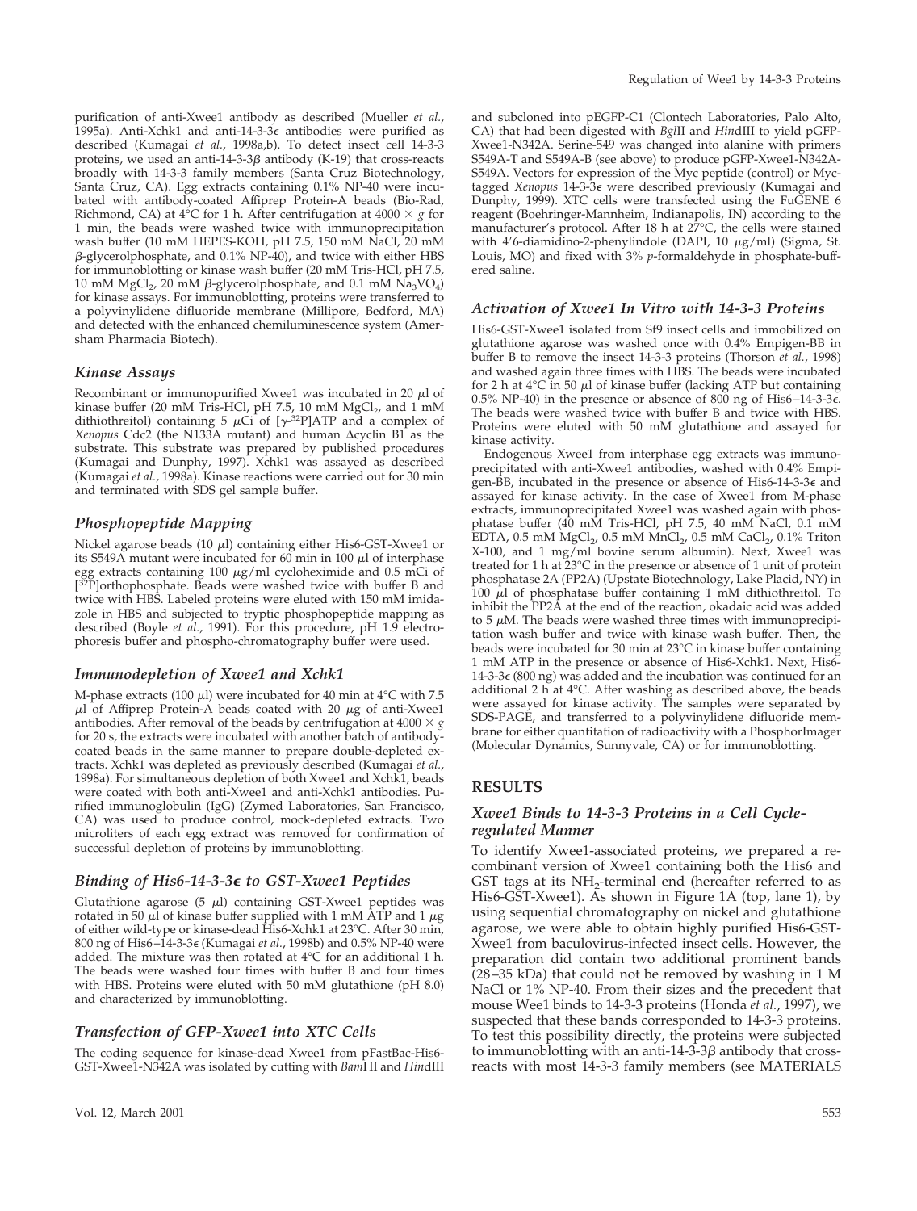purification of anti-Xwee1 antibody as described (Mueller *et al.*, 1995a). Anti-Xchk1 and anti-14-3-3ε antibodies were purified as described (Kumagai *et al.*, 1998a,b). To detect insect cell 14-3-3 proteins, we used an anti-14-3-3β antibody (K-19) that cross-reacts broadly with 14-3-3 family members (Santa Cruz Biotechnology, Santa Cruz, CA). Egg extracts containing 0.1% NP-40 were incubated with antibody-coated Affiprep Protein-A beads (Bio-Rad, Richmond, CA) at 4°C for 1 h. After centrifugation at 4000 × *g* for 1 min, the beads were washed twice with immunoprecipitation wash buffer (10 mM HEPES-KOH, pH 7.5, 150 mM NaCl, 20 mM β-glycerolphosphate, and 0.1% NP-40), and twice with either HBS for immunoblotting or kinase wash buffer (20 mM Tris-HCl, pH 7.5, 10 mM $MgCl_2$, 20 mM β-glycerolphosphate, and 0.1 mM $Na_3VO_4$) for kinase assays. For immunoblotting, proteins were transferred to a polyvinylidene difluoride membrane (Millipore, Bedford, MA) and detected with the enhanced chemiluminescence system (Amersham Pharmacia Biotech).

### Kinase Assays

Recombinant or immunopurified Xwee1 was incubated in 20 μl of kinase buffer (20 mM Tris-HCl, pH 7.5, 10 mM $MgCl_2$, and 1 mM dithiothreitol) containing 5 μCi of [γ-$^{32}$P]ATP and a complex of *Xenopus* Cdc2 (the N133A mutant) and human Δcyclin B1 as the substrate. This substrate was prepared by published procedures (Kumagai and Dunphy, 1997). Xchk1 was assayed as described (Kumagai *et al.*, 1998a). Kinase reactions were carried out for 30 min and terminated with SDS gel sample buffer.

### Phosphopeptide Mapping

Nickel agarose beads (10 μl) containing either His6-GST-Xwee1 or its S549A mutant were incubated for 60 min in 100 μl of interphase egg extracts containing 100 μg/ml cycloheximide and 0.5 mCi of [$^{32}$P]orthophosphate. Beads were washed twice with buffer B and twice with HBS. Labeled proteins were eluted with 150 mM imidazole in HBS and subjected to tryptic phosphopeptide mapping as described (Boyle *et al.*, 1991). For this procedure, pH 1.9 electrophoresis buffer and phospho-chromatography buffer were used.

### Immunodepletion of Xwee1 and Xchk1

M-phase extracts (100 μl) were incubated for 40 min at 4°C with 7.5 μl of Affiprep Protein-A beads coated with 20 μg of anti-Xwee1 antibodies. After removal of the beads by centrifugation at 4000 × *g* for 20 s, the extracts were incubated with another batch of antibody-coated beads in the same manner to prepare double-depleted extracts. Xchk1 was depleted as previously described (Kumagai *et al.*, 1998a). For simultaneous depletion of both Xwee1 and Xchk1, beads were coated with both anti-Xwee1 and anti-Xchk1 antibodies. Purified immunoglobulin (IgG) (Zymed Laboratories, San Francisco, CA) was used to produce control, mock-depleted extracts. Two microliters of each egg extract was removed for confirmation of successful depletion of proteins by immunoblotting.

### Binding of His6-14-3-3ε to GST-Xwee1 Peptides

Glutathione agarose (5 μl) containing GST-Xwee1 peptides was rotated in 50 μl of kinase buffer supplied with 1 mM ATP and 1 μg of either wild-type or kinase-dead His6-Xchk1 at 23°C. After 30 min, 800 ng of His6–14-3-3ε (Kumagai *et al.*, 1998b) and 0.5% NP-40 were added. The mixture was then rotated at 4°C for an additional 1 h. The beads were washed four times with buffer B and four times with HBS. Proteins were eluted with 50 mM glutathione (pH 8.0) and characterized by immunoblotting.

### Transfection of GFP-Xwee1 into XTC Cells

The coding sequence for kinase-dead Xwee1 from pFastBac-His6-GST-Xwee1-N342A was isolated by cutting with *Bam*HI and *Hin*dIII and subcloned into pEGFP-C1 (Clontech Laboratories, Palo Alto, CA) that had been digested with *Bgl*II and *Hin*dIII to yield pGFP-Xwee1-N342A. Serine-549 was changed into alanine with primers S549A-T and S549A-B (see above) to produce pGFP-Xwee1-N342A-S549A. Vectors for expression of the Myc peptide (control) or Myc-tagged *Xenopus* 14-3-3ε were described previously (Kumagai and Dunphy, 1999). XTC cells were transfected using the FuGENE 6 reagent (Boehringer-Mannheim, Indianapolis, IN) according to the manufacturer's protocol. After 18 h at 27°C, the cells were stained with 4′6-diamidino-2-phenylindole (DAPI, 10 μg/ml) (Sigma, St. Louis, MO) and fixed with 3% *p*-formaldehyde in phosphate-buffered saline.

### Activation of Xwee1 In Vitro with 14-3-3 Proteins

His6-GST-Xwee1 isolated from Sf9 insect cells and immobilized on glutathione agarose was washed once with 0.4% Empigen-BB in buffer B to remove the insect 14-3-3 proteins (Thorson *et al.*, 1998) and washed again three times with HBS. The beads were incubated for 2 h at 4°C in 50 μl of kinase buffer (lacking ATP but containing 0.5% NP-40) in the presence or absence of 800 ng of His6–14-3-3ε. The beads were washed twice with buffer B and twice with HBS. Proteins were eluted with 50 mM glutathione and assayed for kinase activity.

Endogenous Xwee1 from interphase egg extracts was immunoprecipitated with anti-Xwee1 antibodies, washed with 0.4% Empigen-BB, incubated in the presence or absence of His6-14-3-3ε and assayed for kinase activity. In the case of Xwee1 from M-phase extracts, immunoprecipitated Xwee1 was washed again with phosphatase buffer (40 mM Tris-HCl, pH 7.5, 40 mM NaCl, 0.1 mM EDTA, 0.5 mM $MgCl_2$, 0.5 mM $MnCl_2$, 0.5 mM $CaCl_2$, 0.1% Triton X-100, and 1 mg/ml bovine serum albumin). Next, Xwee1 was treated for 1 h at 23°C in the presence or absence of 1 unit of protein phosphatase 2A (PP2A) (Upstate Biotechnology, Lake Placid, NY) in 100 μl of phosphatase buffer containing 1 mM dithiothreitol. To inhibit the PP2A at the end of the reaction, okadaic acid was added to 5 μM. The beads were washed three times with immunoprecipitation wash buffer and twice with kinase wash buffer. Then, the beads were incubated for 30 min at 23°C in kinase buffer containing 1 mM ATP in the presence or absence of His6-Xchk1. Next, His6-14-3-3ε (800 ng) was added and the incubation was continued for an additional 2 h at 4°C. After washing as described above, the beads were assayed for kinase activity. The samples were separated by SDS-PAGE, and transferred to a polyvinylidene difluoride membrane for either quantitation of radioactivity with a PhosphorImager (Molecular Dynamics, Sunnyvale, CA) or for immunoblotting.

## RESULTS

### Xwee1 Binds to 14-3-3 Proteins in a Cell Cycle-regulated Manner

To identify Xwee1-associated proteins, we prepared a recombinant version of Xwee1 containing both the His6 and GST tags at its $NH_2$-terminal end (hereafter referred to as His6-GST-Xwee1). As shown in Figure 1A (top, lane 1), by using sequential chromatography on nickel and glutathione agarose, we were able to obtain highly purified His6-GST-Xwee1 from baculovirus-infected insect cells. However, the preparation did contain two additional prominent bands (28–35 kDa) that could not be removed by washing in 1 M NaCl or 1% NP-40. From their sizes and the precedent that mouse Wee1 binds to 14-3-3 proteins (Honda *et al.*, 1997), we suspected that these bands corresponded to 14-3-3 proteins. To test this possibility directly, the proteins were subjected to immunoblotting with an anti-14-3-3β antibody that cross-reacts with most 14-3-3 family members (see MATERIALS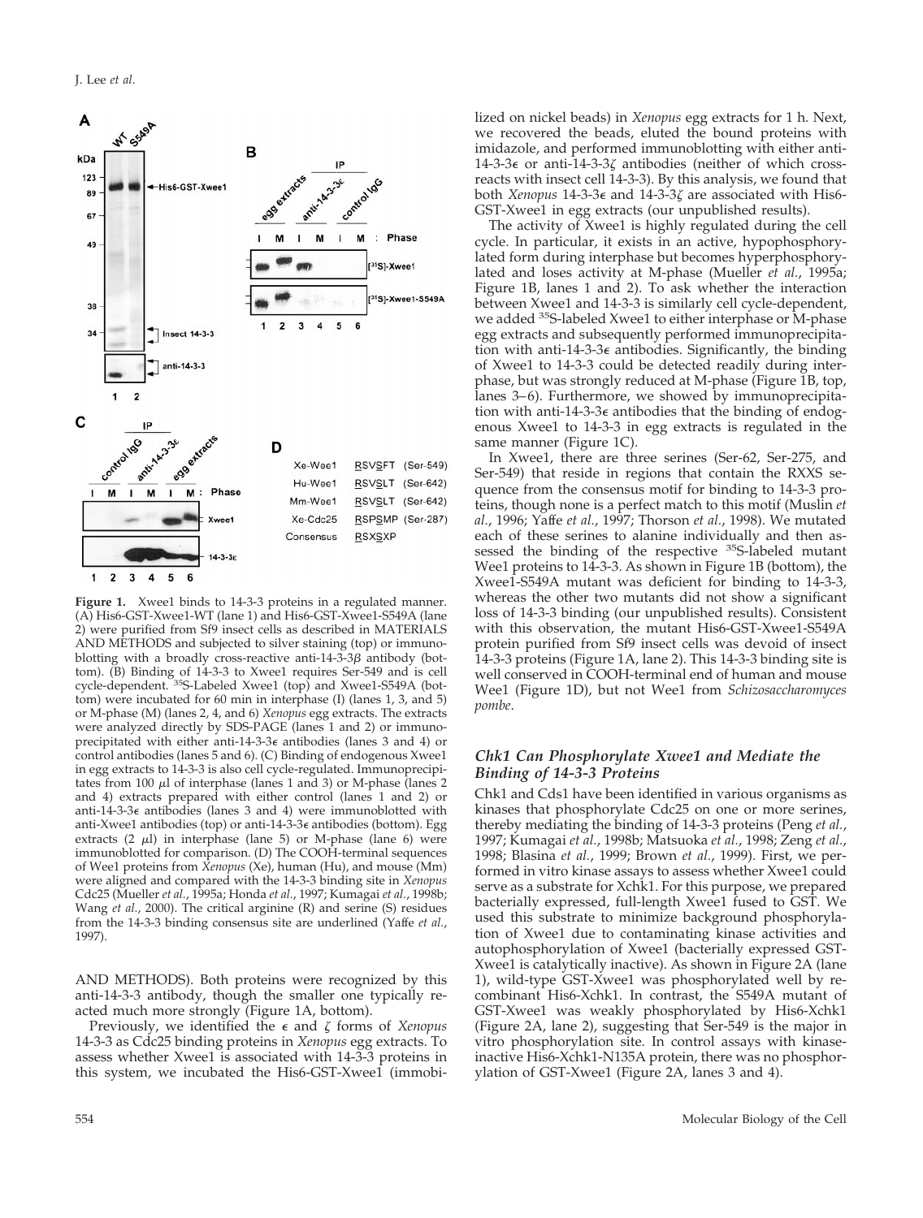**Figure 1.** Xwee1 binds to 14-3-3 proteins in a regulated manner. (A) His6-GST-Xwee1-WT (lane 1) and His6-GST-Xwee1-S549A (lane 2) were purified from Sf9 insect cells as described in MATERIALS AND METHODS and subjected to silver staining (top) or immunoblotting with a broadly cross-reactive anti-14-3-3β antibody (bottom). (B) Binding of 14-3-3 to Xwee1 requires Ser-549 and is cell cycle-dependent. $^{35}$S-Labeled Xwee1 (top) and Xwee1-S549A (bottom) were incubated for 60 min in interphase (I) (lanes 1, 3, and 5) or M-phase (M) (lanes 2, 4, and 6) *Xenopus* egg extracts. The extracts were analyzed directly by SDS-PAGE (lanes 1 and 2) or immunoprecipitated with either anti-14-3-3ε antibodies (lanes 3 and 4) or control antibodies (lanes 5 and 6). (C) Binding of endogenous Xwee1 in egg extracts to 14-3-3 is also cell cycle-regulated. Immunoprecipitates from 100 μl of interphase (lanes 1 and 3) or M-phase (lanes 2 and 4) extracts prepared with either control (lanes 1 and 2) or anti-14-3-3ε antibodies (lanes 3 and 4) were immunoblotted with anti-Xwee1 antibodies (top) or anti-14-3-3ε antibodies (bottom). Egg extracts (2 μl) in interphase (lane 5) or M-phase (lane 6) were immunoblotted for comparison. (D) The COOH-terminal sequences of Wee1 proteins from *Xenopus* (Xe), human (Hu), and mouse (Mm) were aligned and compared with the 14-3-3 binding site in *Xenopus* Cdc25 (Mueller *et al.*, 1995a; Honda *et al.*, 1997; Kumagai *et al.*, 1998b; Wang *et al.*, 2000). The critical arginine (R) and serine (S) residues from the 14-3-3 binding consensus site are underlined (Yaffe *et al.*, 1997).

AND METHODS). Both proteins were recognized by this anti-14-3-3 antibody, though the smaller one typically reacted much more strongly (Figure 1A, bottom).

Previously, we identified the ε and ζ forms of *Xenopus* 14-3-3 as Cdc25 binding proteins in *Xenopus* egg extracts. To assess whether Xwee1 is associated with 14-3-3 proteins in this system, we incubated the His6-GST-Xwee1 (immobilized on nickel beads) in *Xenopus* egg extracts for 1 h. Next, we recovered the beads, eluted the bound proteins with imidazole, and performed immunoblotting with either anti-14-3-3ε or anti-14-3-3ζ antibodies (neither of which cross-reacts with insect cell 14-3-3). By this analysis, we found that both *Xenopus* 14-3-3ε and 14-3-3ζ are associated with His6-GST-Xwee1 in egg extracts (our unpublished results).

The activity of Xwee1 is highly regulated during the cell cycle. In particular, it exists in an active, hypophosphorylated form during interphase but becomes hyperphosphorylated and loses activity at M-phase (Mueller *et al.*, 1995a; Figure 1B, lanes 1 and 2). To ask whether the interaction between Xwee1 and 14-3-3 is similarly cell cycle-dependent, we added $^{35}$S-labeled Xwee1 to either interphase or M-phase egg extracts and subsequently performed immunoprecipitation with anti-14-3-3ε antibodies. Significantly, the binding of Xwee1 to 14-3-3 could be detected readily during interphase, but was strongly reduced at M-phase (Figure 1B, top, lanes 3–6). Furthermore, we showed by immunoprecipitation with anti-14-3-3ε antibodies that the binding of endogenous Xwee1 to 14-3-3 in egg extracts is regulated in the same manner (Figure 1C).

In Xwee1, there are three serines (Ser-62, Ser-275, and Ser-549) that reside in regions that contain the RXXS sequence from the consensus motif for binding to 14-3-3 proteins, though none is a perfect match to this motif (Muslin *et al.*, 1996; Yaffe *et al.*, 1997; Thorson *et al.*, 1998). We mutated each of these serines to alanine individually and then assessed the binding of the respective $^{35}$S-labeled mutant Wee1 proteins to 14-3-3. As shown in Figure 1B (bottom), the Xwee1-S549A mutant was deficient for binding to 14-3-3, whereas the other two mutants did not show a significant loss of 14-3-3 binding (our unpublished results). Consistent with this observation, the mutant His6-GST-Xwee1-S549A protein purified from Sf9 insect cells was devoid of insect 14-3-3 proteins (Figure 1A, lane 2). This 14-3-3 binding site is well conserved in COOH-terminal end of human and mouse Wee1 (Figure 1D), but not Wee1 from *Schizosaccharomyces pombe*.

### *Chk1 Can Phosphorylate Xwee1 and Mediate the Binding of 14-3-3 Proteins*

Chk1 and Cds1 have been identified in various organisms as kinases that phosphorylate Cdc25 on one or more serines, thereby mediating the binding of 14-3-3 proteins (Peng *et al.*, 1997; Kumagai *et al.*, 1998b; Matsuoka *et al.*, 1998; Zeng *et al.*, 1998; Blasina *et al.*, 1999; Brown *et al.*, 1999). First, we performed in vitro kinase assays to assess whether Xwee1 could serve as a substrate for Xchk1. For this purpose, we prepared bacterially expressed, full-length Xwee1 fused to GST. We used this substrate to minimize background phosphorylation of Xwee1 due to contaminating kinase activities and autophosphorylation of Xwee1 (bacterially expressed GST-Xwee1 is catalytically inactive). As shown in Figure 2A (lane 1), wild-type GST-Xwee1 was phosphorylated well by recombinant His6-Xchk1. In contrast, the S549A mutant of GST-Xwee1 was weakly phosphorylated by His6-Xchk1 (Figure 2A, lane 2), suggesting that Ser-549 is the major in vitro phosphorylation site. In control assays with kinase-inactive His6-Xchk1-N135A protein, there was no phosphorylation of GST-Xwee1 (Figure 2A, lanes 3 and 4).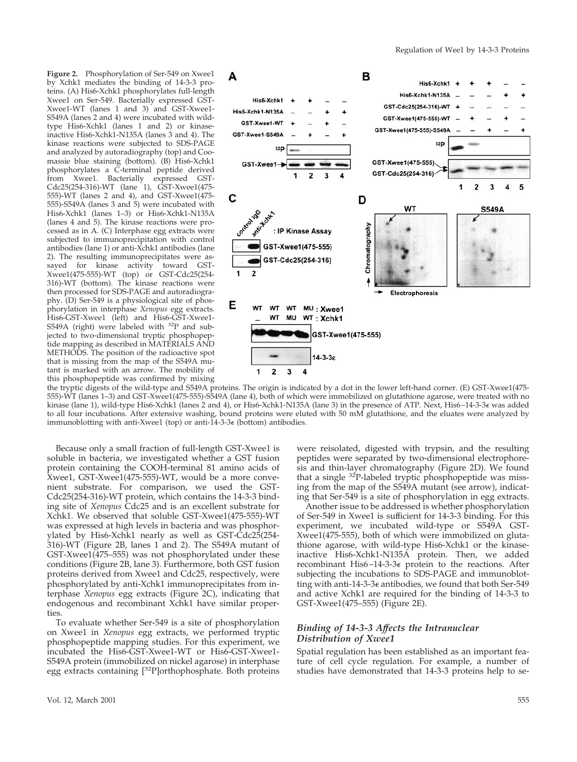**Figure 2.** Phosphorylation of Ser-549 on Xwee1 by Xchk1 mediates the binding of 14-3-3 proteins. (A) His6-Xchk1 phosphorylates full-length Xwee1 on Ser-549. Bacterially expressed GST-Xwee1-WT (lanes 1 and 3) and GST-Xwee1-S549A (lanes 2 and 4) were incubated with wild-type His6-Xchk1 (lanes 1 and 2) or kinase-inactive His6-Xchk1-N135A (lanes 3 and 4). The kinase reactions were subjected to SDS-PAGE and analyzed by autoradiography (top) and Coomassie blue staining (bottom). (B) His6-Xchk1 phosphorylates a C-terminal peptide derived from Xwee1. Bacterially expressed GST-Cdc25(254-316)-WT (lane 1), GST-Xwee1(475-555)-WT (lanes 2 and 4), and GST-Xwee1(475-555)-S549A (lanes 3 and 5) were incubated with His6-Xchk1 (lanes 1–3) or His6-Xchk1-N135A (lanes 4 and 5). The kinase reactions were processed as in A. (C) Interphase egg extracts were subjected to immunoprecipitation with control antibodies (lane 1) or anti-Xchk1 antibodies (lane 2). The resulting immunoprecipitates were assayed for kinase activity toward GST-Xwee1(475-555)-WT (top) or GST-Cdc25(254-316)-WT (bottom). The kinase reactions were then processed for SDS-PAGE and autoradiography. (D) Ser-549 is a physiological site of phosphorylation in interphase *Xenopus* egg extracts. His6-GST-Xwee1 (left) and His6-GST-Xwee1-S549A (right) were labeled with $^{32}$P and subjected to two-dimensional tryptic phosphopeptide mapping as described in MATERIALS AND METHODS. The position of the radioactive spot that is missing from the map of the S549A mutant is marked with an arrow. The mobility of this phosphopeptide was confirmed by mixing the tryptic digests of the wild-type and S549A proteins. The origin is indicated by a dot in the lower left-hand corner. (E) GST-Xwee1(475-555)-WT (lanes 1–3) and GST-Xwee1(475-555)-S549A (lane 4), both of which were immobilized on glutathione agarose, were treated with no kinase (lane 1), wild-type His6-Xchk1 (lanes 2 and 4), or His6-Xchk1-N135A (lane 3) in the presence of ATP. Next, His6–14-3-3ε was added to all four incubations. After extensive washing, bound proteins were eluted with 50 mM glutathione, and the eluates were analyzed by immunoblotting with anti-Xwee1 (top) or anti-14-3-3ε (bottom) antibodies.

Because only a small fraction of full-length GST-Xwee1 is soluble in bacteria, we investigated whether a GST fusion protein containing the COOH-terminal 81 amino acids of Xwee1, GST-Xwee1(475-555)-WT, would be a more convenient substrate. For comparison, we used the GST-Cdc25(254-316)-WT protein, which contains the 14-3-3 binding site of *Xenopus* Cdc25 and is an excellent substrate for Xchk1. We observed that soluble GST-Xwee1(475-555)-WT was expressed at high levels in bacteria and was phosphorylated by His6-Xchk1 nearly as well as GST-Cdc25(254-316)-WT (Figure 2B, lanes 1 and 2). The S549A mutant of GST-Xwee1(475–555) was not phosphorylated under these conditions (Figure 2B, lane 3). Furthermore, both GST fusion proteins derived from Xwee1 and Cdc25, respectively, were phosphorylated by anti-Xchk1 immunoprecipitates from interphase *Xenopus* egg extracts (Figure 2C), indicating that endogenous and recombinant Xchk1 have similar properties.

To evaluate whether Ser-549 is a site of phosphorylation on Xwee1 in *Xenopus* egg extracts, we performed tryptic phosphopeptide mapping studies. For this experiment, we incubated the His6-GST-Xwee1-WT or His6-GST-Xwee1-S549A protein (immobilized on nickel agarose) in interphase egg extracts containing [$^{32}$P]orthophosphate. Both proteins were reisolated, digested with trypsin, and the resulting peptides were separated by two-dimensional electrophoresis and thin-layer chromatography (Figure 2D). We found that a single $^{32}$P-labeled tryptic phosphopeptide was missing from the map of the S549A mutant (see arrow), indicating that Ser-549 is a site of phosphorylation in egg extracts.

Another issue to be addressed is whether phosphorylation of Ser-549 in Xwee1 is sufficient for 14-3-3 binding. For this experiment, we incubated wild-type or S549A GST-Xwee1(475-555), both of which were immobilized on glutathione agarose, with wild-type His6-Xchk1 or the kinase-inactive His6-Xchk1-N135A protein. Then, we added recombinant His6–14-3-3ε protein to the reactions. After subjecting the incubations to SDS-PAGE and immunoblotting with anti-14-3-3ε antibodies, we found that both Ser-549 and active Xchk1 are required for the binding of 14-3-3 to GST-Xwee1(475–555) (Figure 2E).

### *Binding of 14-3-3 Affects the Intranuclear Distribution of Xwee1*

Spatial regulation has been established as an important feature of cell cycle regulation. For example, a number of studies have demonstrated that 14-3-3 proteins help to se-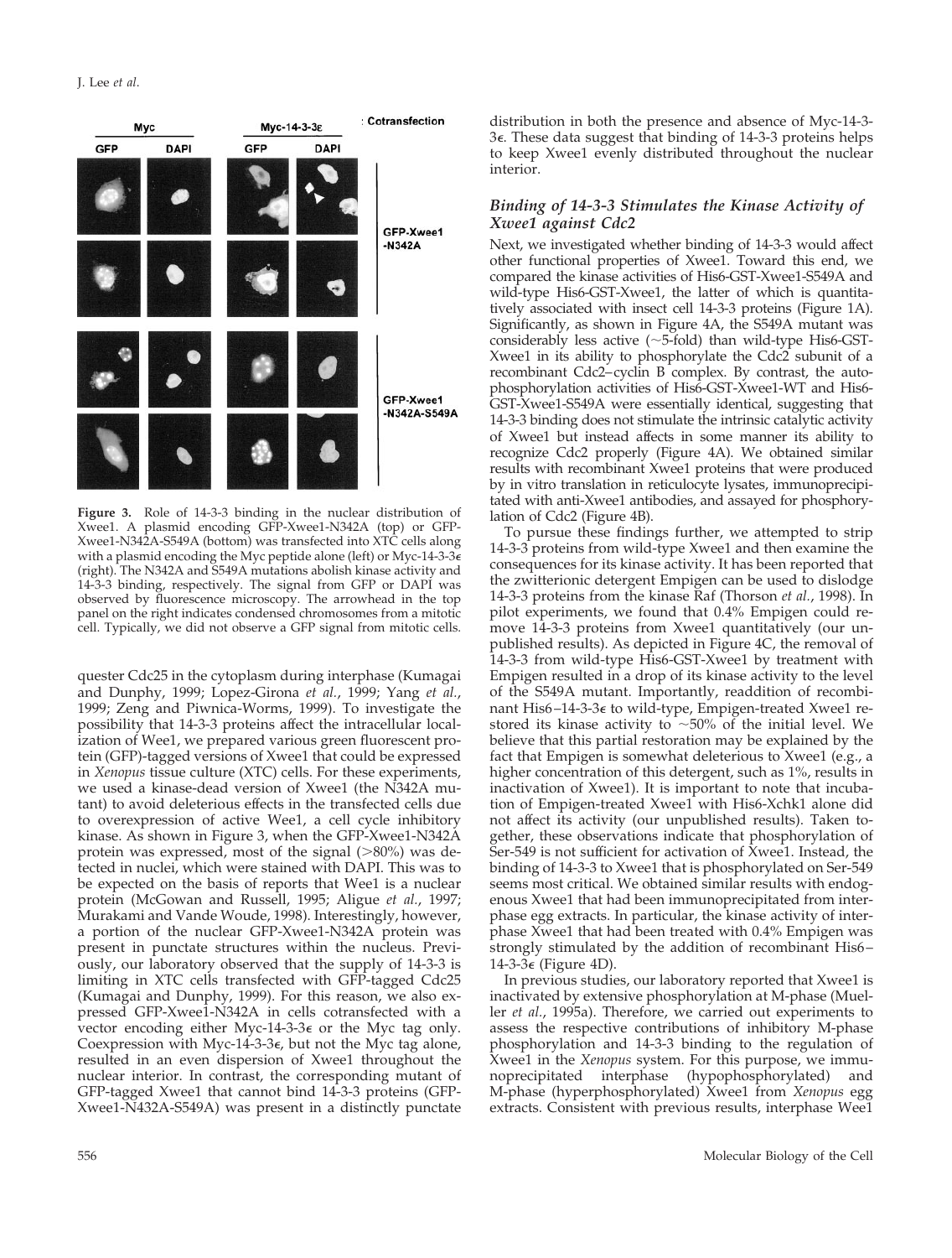**Figure 3.** Role of 14-3-3 binding in the nuclear distribution of Xwee1. A plasmid encoding GFP-Xwee1-N342A (top) or GFP-Xwee1-N342A-S549A (bottom) was transfected into XTC cells along with a plasmid encoding the Myc peptide alone (left) or Myc-14-3-3ε (right). The N342A and S549A mutations abolish kinase activity and 14-3-3 binding, respectively. The signal from GFP or DAPI was observed by fluorescence microscopy. The arrowhead in the top panel on the right indicates condensed chromosomes from a mitotic cell. Typically, we did not observe a GFP signal from mitotic cells.

quester Cdc25 in the cytoplasm during interphase (Kumagai and Dunphy, 1999; Lopez-Girona *et al.*, 1999; Yang *et al.*, 1999; Zeng and Piwnica-Worms, 1999). To investigate the possibility that 14-3-3 proteins affect the intracellular localization of Wee1, we prepared various green fluorescent protein (GFP)-tagged versions of Xwee1 that could be expressed in *Xenopus* tissue culture (XTC) cells. For these experiments, we used a kinase-dead version of Xwee1 (the N342A mutant) to avoid deleterious effects in the transfected cells due to overexpression of active Wee1, a cell cycle inhibitory kinase. As shown in Figure 3, when the GFP-Xwee1-N342A protein was expressed, most of the signal (>80%) was detected in nuclei, which were stained with DAPI. This was to be expected on the basis of reports that Wee1 is a nuclear protein (McGowan and Russell, 1995; Aligue *et al.*, 1997; Murakami and Vande Woude, 1998). Interestingly, however, a portion of the nuclear GFP-Xwee1-N342A protein was present in punctate structures within the nucleus. Previously, our laboratory observed that the supply of 14-3-3 is limiting in XTC cells transfected with GFP-tagged Cdc25 (Kumagai and Dunphy, 1999). For this reason, we also expressed GFP-Xwee1-N342A in cells cotransfected with a vector encoding either Myc-14-3-3ε or the Myc tag only. Coexpression with Myc-14-3-3ε, but not the Myc tag alone, resulted in an even dispersion of Xwee1 throughout the nuclear interior. In contrast, the corresponding mutant of GFP-tagged Xwee1 that cannot bind 14-3-3 proteins (GFP-Xwee1-N432A-S549A) was present in a distinctly punctate distribution in both the presence and absence of Myc-14-3-3ε. These data suggest that binding of 14-3-3 proteins helps to keep Xwee1 evenly distributed throughout the nuclear interior.

### *Binding of 14-3-3 Stimulates the Kinase Activity of Xwee1 against Cdc2*

Next, we investigated whether binding of 14-3-3 would affect other functional properties of Xwee1. Toward this end, we compared the kinase activities of His6-GST-Xwee1-S549A and wild-type His6-GST-Xwee1, the latter of which is quantitatively associated with insect cell 14-3-3 proteins (Figure 1A). Significantly, as shown in Figure 4A, the S549A mutant was considerably less active (~5-fold) than wild-type His6-GST-Xwee1 in its ability to phosphorylate the Cdc2 subunit of a recombinant Cdc2–cyclin B complex. By contrast, the autophosphorylation activities of His6-GST-Xwee1-WT and His6-GST-Xwee1-S549A were essentially identical, suggesting that 14-3-3 binding does not stimulate the intrinsic catalytic activity of Xwee1 but instead affects in some manner its ability to recognize Cdc2 properly (Figure 4A). We obtained similar results with recombinant Xwee1 proteins that were produced by in vitro translation in reticulocyte lysates, immunoprecipitated with anti-Xwee1 antibodies, and assayed for phosphorylation of Cdc2 (Figure 4B).

To pursue these findings further, we attempted to strip 14-3-3 proteins from wild-type Xwee1 and then examine the consequences for its kinase activity. It has been reported that the zwitterionic detergent Empigen can be used to dislodge 14-3-3 proteins from the kinase Raf (Thorson *et al.*, 1998). In pilot experiments, we found that 0.4% Empigen could remove 14-3-3 proteins from Xwee1 quantitatively (our unpublished results). As depicted in Figure 4C, the removal of 14-3-3 from wild-type His6-GST-Xwee1 by treatment with Empigen resulted in a drop of its kinase activity to the level of the S549A mutant. Importantly, readdition of recombinant His6–14-3-3ε to wild-type, Empigen-treated Xwee1 restored its kinase activity to ~50% of the initial level. We believe that this partial restoration may be explained by the fact that Empigen is somewhat deleterious to Xwee1 (e.g., a higher concentration of this detergent, such as 1%, results in inactivation of Xwee1). It is important to note that incubation of Empigen-treated Xwee1 with His6-Xchk1 alone did not affect its activity (our unpublished results). Taken together, these observations indicate that phosphorylation of Ser-549 is not sufficient for activation of Xwee1. Instead, the binding of 14-3-3 to Xwee1 that is phosphorylated on Ser-549 seems most critical. We obtained similar results with endogenous Xwee1 that had been immunoprecipitated from interphase egg extracts. In particular, the kinase activity of interphase Xwee1 that had been treated with 0.4% Empigen was strongly stimulated by the addition of recombinant His6–14-3-3ε (Figure 4D).

In previous studies, our laboratory reported that Xwee1 is inactivated by extensive phosphorylation at M-phase (Mueller *et al.*, 1995a). Therefore, we carried out experiments to assess the respective contributions of inhibitory M-phase phosphorylation and 14-3-3 binding to the regulation of Xwee1 in the *Xenopus* system. For this purpose, we immunoprecipitated interphase (hypophosphorylated) and M-phase (hyperphosphorylated) Xwee1 from *Xenopus* egg extracts. Consistent with previous results, interphase Wee1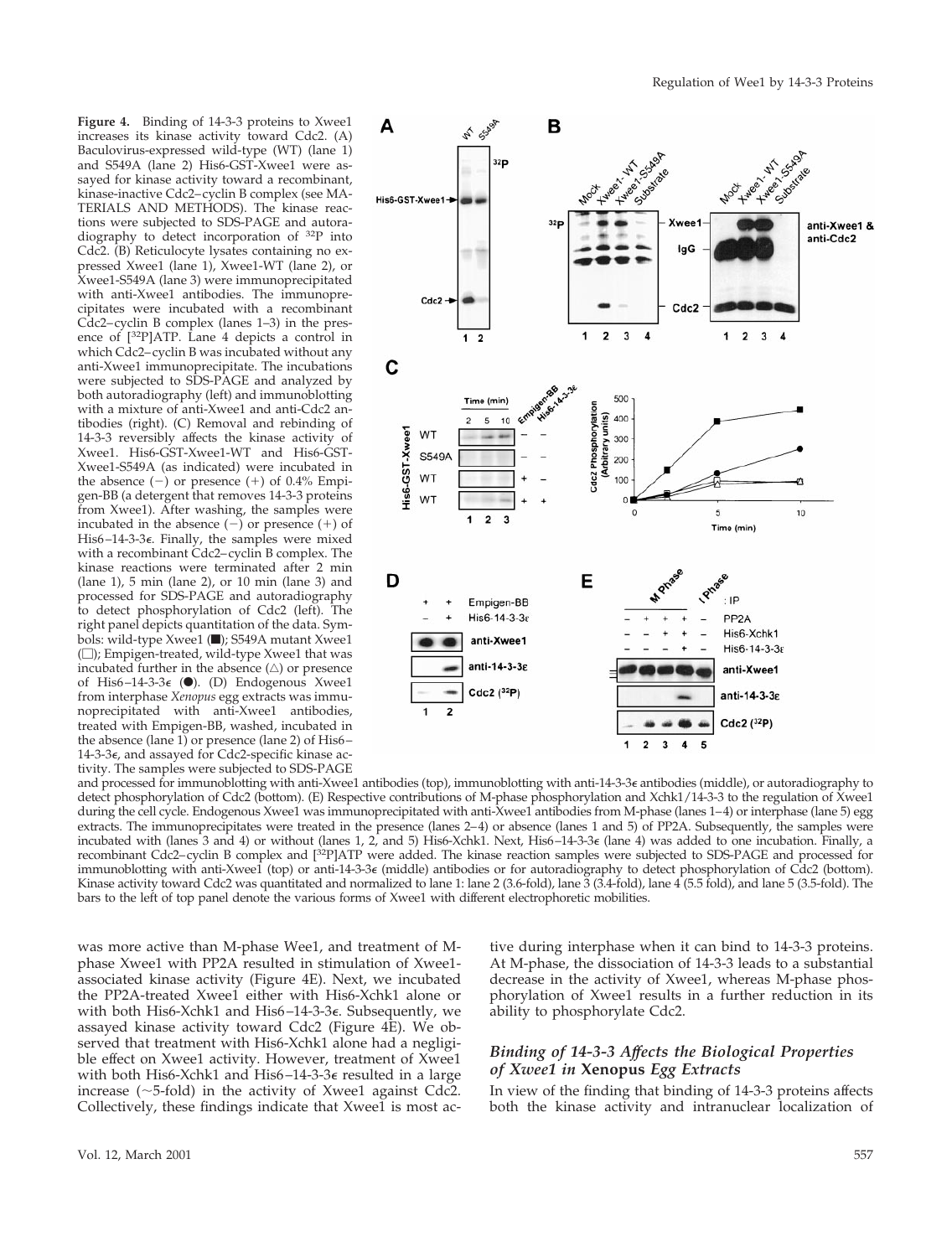**Figure 4.** Binding of 14-3-3 proteins to Xwee1 increases its kinase activity toward Cdc2. (A) Baculovirus-expressed wild-type (WT) (lane 1) and S549A (lane 2) His6-GST-Xwee1 were assayed for kinase activity toward a recombinant, kinase-inactive Cdc2–cyclin B complex (see MATERIALS AND METHODS). The kinase reactions were subjected to SDS-PAGE and autoradiography to detect incorporation of $^{32}$P into Cdc2. (B) Reticulocyte lysates containing no expressed Xwee1 (lane 1), Xwee1-WT (lane 2), or Xwee1-S549A (lane 3) were immunoprecipitated with anti-Xwee1 antibodies. The immunoprecipitates were incubated with a recombinant Cdc2–cyclin B complex (lanes 1–3) in the presence of [$^{32}$P]ATP. Lane 4 depicts a control in which Cdc2–cyclin B was incubated without any anti-Xwee1 immunoprecipitate. The incubations were subjected to SDS-PAGE and analyzed by both autoradiography (left) and immunoblotting with a mixture of anti-Xwee1 and anti-Cdc2 antibodies (right). (C) Removal and rebinding of 14-3-3 reversibly affects the kinase activity of Xwee1. His6-GST-Xwee1-WT and His6-GST-Xwee1-S549A (as indicated) were incubated in the absence (−) or presence (+) of 0.4% Empigen-BB (a detergent that removes 14-3-3 proteins from Xwee1). After washing, the samples were incubated in the absence (−) or presence (+) of His6–14-3-3ε. Finally, the samples were mixed with a recombinant Cdc2–cyclin B complex. The kinase reactions were terminated after 2 min (lane 1), 5 min (lane 2), or 10 min (lane 3) and processed for SDS-PAGE and autoradiography to detect phosphorylation of Cdc2 (left). The right panel depicts quantitation of the data. Symbols: wild-type Xwee1 (■); S549A mutant Xwee1 (□); Empigen-treated, wild-type Xwee1 that was incubated further in the absence (△) or presence of His6–14-3-3ε (●). (D) Endogenous Xwee1 from interphase *Xenopus* egg extracts was immunoprecipitated with anti-Xwee1 antibodies, treated with Empigen-BB, washed, incubated in the absence (lane 1) or presence (lane 2) of His6–14-3-3ε, and assayed for Cdc2-specific kinase activity. The samples were subjected to SDS-PAGE and processed for immunoblotting with anti-Xwee1 antibodies (top), immunoblotting with anti-14-3-3ε antibodies (middle), or autoradiography to detect phosphorylation of Cdc2 (bottom). (E) Respective contributions of M-phase phosphorylation and Xchk1/14-3-3 to the regulation of Xwee1 during the cell cycle. Endogenous Xwee1 was immunoprecipitated with anti-Xwee1 antibodies from M-phase (lanes 1–4) or interphase (lane 5) egg extracts. The immunoprecipitates were treated in the presence (lanes 2–4) or absence (lanes 1 and 5) of PP2A. Subsequently, the samples were incubated with (lanes 3 and 4) or without (lanes 1, 2, and 5) His6-Xchk1. Next, His6–14-3-3ε (lane 4) was added to one incubation. Finally, a recombinant Cdc2–cyclin B complex and [$^{32}$P]ATP were added. The kinase reaction samples were subjected to SDS-PAGE and processed for immunoblotting with anti-Xwee1 (top) or anti-14-3-3ε (middle) antibodies or for autoradiography to detect phosphorylation of Cdc2 (bottom). Kinase activity toward Cdc2 was quantitated and normalized to lane 1: lane 2 (3.6-fold), lane 3 (3.4-fold), lane 4 (5.5 fold), and lane 5 (3.5-fold). The bars to the left of top panel denote the various forms of Xwee1 with different electrophoretic mobilities.

was more active than M-phase Wee1, and treatment of M-phase Xwee1 with PP2A resulted in stimulation of Xwee1-associated kinase activity (Figure 4E). Next, we incubated the PP2A-treated Xwee1 either with His6-Xchk1 alone or with both His6-Xchk1 and His6–14-3-3ε. Subsequently, we assayed kinase activity toward Cdc2 (Figure 4E). We observed that treatment with His6-Xchk1 alone had a negligible effect on Xwee1 activity. However, treatment of Xwee1 with both His6-Xchk1 and His6–14-3-3ε resulted in a large increase (~5-fold) in the activity of Xwee1 against Cdc2. Collectively, these findings indicate that Xwee1 is most active during interphase when it can bind to 14-3-3 proteins. At M-phase, the dissociation of 14-3-3 leads to a substantial decrease in the activity of Xwee1, whereas M-phase phosphorylation of Xwee1 results in a further reduction in its ability to phosphorylate Cdc2.

### *Binding of 14-3-3 Affects the Biological Properties of Xwee1 in* Xenopus *Egg Extracts*

In view of the finding that binding of 14-3-3 proteins affects both the kinase activity and intranuclear localization of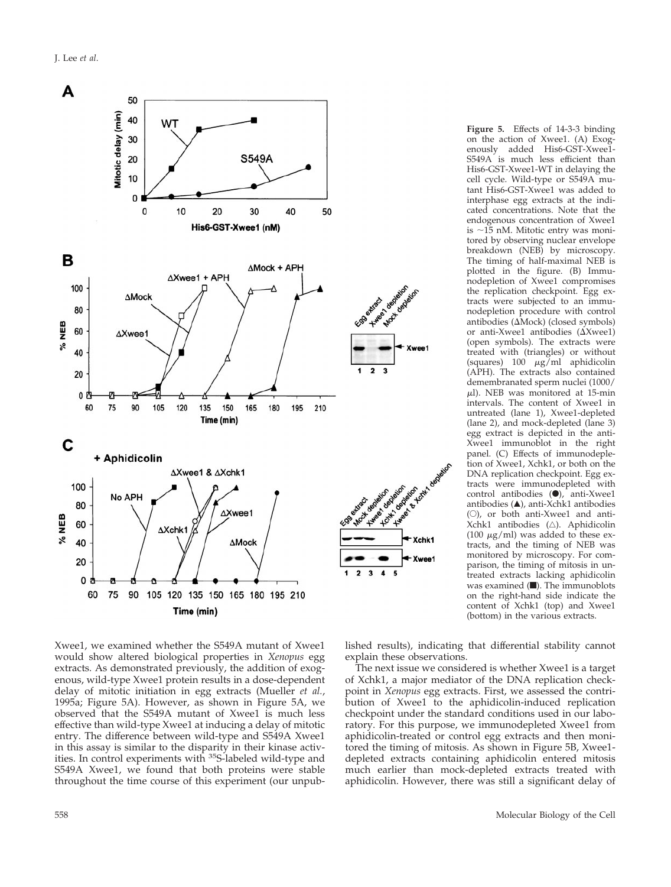**Figure 5.** Effects of 14-3-3 binding on the action of Xwee1. (A) Exogenously added His6-GST-Xwee1-S549A is much less efficient than His6-GST-Xwee1-WT in delaying the cell cycle. Wild-type or S549A mutant His6-GST-Xwee1 was added to interphase egg extracts at the indicated concentrations. Note that the endogenous concentration of Xwee1 is ~15 nM. Mitotic entry was monitored by observing nuclear envelope breakdown (NEB) by microscopy. The timing of half-maximal NEB is plotted in the figure. (B) Immunodepletion of Xwee1 compromises the replication checkpoint. Egg extracts were subjected to an immunodepletion procedure with control antibodies (ΔMock) (closed symbols) or anti-Xwee1 antibodies (ΔXwee1) (open symbols). The extracts were treated with (triangles) or without (squares) 100 μg/ml aphidicolin (APH). The extracts also contained demembranated sperm nuclei (1000/μl). NEB was monitored at 15-min intervals. The content of Xwee1 in untreated (lane 1), Xwee1-depleted (lane 2), and mock-depleted (lane 3) egg extract is depicted in the anti-Xwee1 immunoblot in the right panel. (C) Effects of immunodepletion of Xwee1, Xchk1, or both on the DNA replication checkpoint. Egg extracts were immunodepleted with control antibodies (●), anti-Xwee1 antibodies (▲), anti-Xchk1 antibodies (○), or both anti-Xwee1 and anti-Xchk1 antibodies (△). Aphidicolin (100 μg/ml) was added to these extracts, and the timing of NEB was monitored by microscopy. For comparison, the timing of mitosis in untreated extracts lacking aphidicolin was examined (■). The immunoblots on the right-hand side indicate the content of Xchk1 (top) and Xwee1 (bottom) in the various extracts.

Xwee1, we examined whether the S549A mutant of Xwee1 would show altered biological properties in *Xenopus* egg extracts. As demonstrated previously, the addition of exogenous, wild-type Xwee1 protein results in a dose-dependent delay of mitotic initiation in egg extracts (Mueller *et al.*, 1995a; Figure 5A). However, as shown in Figure 5A, we observed that the S549A mutant of Xwee1 is much less effective than wild-type Xwee1 at inducing a delay of mitotic entry. The difference between wild-type and S549A Xwee1 in this assay is similar to the disparity in their kinase activities. In control experiments with $^{35}$S-labeled wild-type and S549A Xwee1, we found that both proteins were stable throughout the time course of this experiment (our unpublished results), indicating that differential stability cannot explain these observations.

The next issue we considered is whether Xwee1 is a target of Xchk1, a major mediator of the DNA replication checkpoint in *Xenopus* egg extracts. First, we assessed the contribution of Xwee1 to the aphidicolin-induced replication checkpoint under the standard conditions used in our laboratory. For this purpose, we immunodepleted Xwee1 from aphidicolin-treated or control egg extracts and then monitored the timing of mitosis. As shown in Figure 5B, Xwee1-depleted extracts containing aphidicolin entered mitosis much earlier than mock-depleted extracts treated with aphidicolin. However, there was still a significant delay of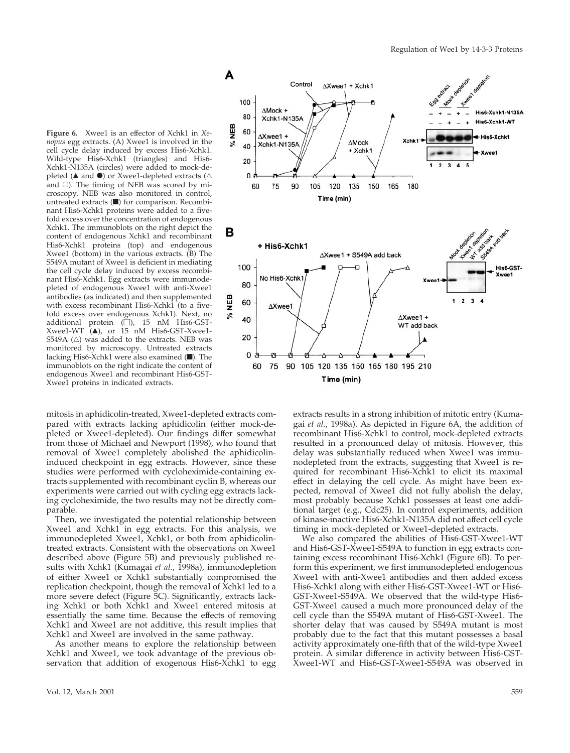**Figure 6.** Xwee1 is an effector of Xchk1 in *Xenopus* egg extracts. (A) Xwee1 is involved in the cell cycle delay induced by excess His6-Xchk1. Wild-type His6-Xchk1 (triangles) and His6-Xchk1-N135A (circles) were added to mock-depleted (▲ and ●) or Xwee1-depleted extracts (△ and ○). The timing of NEB was scored by microscopy. NEB was also monitored in control, untreated extracts (■) for comparison. Recombinant His6-Xchk1 proteins were added to a fivefold excess over the concentration of endogenous Xchk1. The immunoblots on the right depict the content of endogenous Xchk1 and recombinant His6-Xchk1 proteins (top) and endogenous Xwee1 (bottom) in the various extracts. (B) The S549A mutant of Xwee1 is deficient in mediating the cell cycle delay induced by excess recombinant His6-Xchk1. Egg extracts were immunodepleted of endogenous Xwee1 with anti-Xwee1 antibodies (as indicated) and then supplemented with excess recombinant His6-Xchk1 (to a fivefold excess over endogenous Xchk1). Next, no additional protein (□), 15 nM His6-GST-Xwee1-WT (▲), or 15 nM His6-GST-Xwee1-S549A (△) was added to the extracts. NEB was monitored by microscopy. Untreated extracts lacking His6-Xchk1 were also examined (■). The immunoblots on the right indicate the content of endogenous Xwee1 and recombinant His6-GST-Xwee1 proteins in indicated extracts.

mitosis in aphidicolin-treated, Xwee1-depleted extracts compared with extracts lacking aphidicolin (either mock-depleted or Xwee1-depleted). Our findings differ somewhat from those of Michael and Newport (1998), who found that removal of Xwee1 completely abolished the aphidicolin-induced checkpoint in egg extracts. However, since these studies were performed with cycloheximide-containing extracts supplemented with recombinant cyclin B, whereas our experiments were carried out with cycling egg extracts lacking cycloheximide, the two results may not be directly comparable.

Then, we investigated the potential relationship between Xwee1 and Xchk1 in egg extracts. For this analysis, we immunodepleted Xwee1, Xchk1, or both from aphidicolin-treated extracts. Consistent with the observations on Xwee1 described above (Figure 5B) and previously published results with Xchk1 (Kumagai *et al.*, 1998a), immunodepletion of either Xwee1 or Xchk1 substantially compromised the replication checkpoint, though the removal of Xchk1 led to a more severe defect (Figure 5C). Significantly, extracts lacking Xchk1 or both Xchk1 and Xwee1 entered mitosis at essentially the same time. Because the effects of removing Xchk1 and Xwee1 are not additive, this result implies that Xchk1 and Xwee1 are involved in the same pathway.

As another means to explore the relationship between Xchk1 and Xwee1, we took advantage of the previous observation that addition of exogenous His6-Xchk1 to egg extracts results in a strong inhibition of mitotic entry (Kumagai *et al.*, 1998a). As depicted in Figure 6A, the addition of recombinant His6-Xchk1 to control, mock-depleted extracts resulted in a pronounced delay of mitosis. However, this delay was substantially reduced when Xwee1 was immunodepleted from the extracts, suggesting that Xwee1 is required for recombinant His6-Xchk1 to elicit its maximal effect in delaying the cell cycle. As might have been expected, removal of Xwee1 did not fully abolish the delay, most probably because Xchk1 possesses at least one additional target (e.g., Cdc25). In control experiments, addition of kinase-inactive His6-Xchk1-N135A did not affect cell cycle timing in mock-depleted or Xwee1-depleted extracts.

We also compared the abilities of His6-GST-Xwee1-WT and His6-GST-Xwee1-S549A to function in egg extracts containing excess recombinant His6-Xchk1 (Figure 6B). To perform this experiment, we first immunodepleted endogenous Xwee1 with anti-Xwee1 antibodies and then added excess His6-Xchk1 along with either His6-GST-Xwee1-WT or His6-GST-Xwee1-S549A. We observed that the wild-type His6-GST-Xwee1 caused a much more pronounced delay of the cell cycle than the S549A mutant of His6-GST-Xwee1. The shorter delay that was caused by S549A mutant is most probably due to the fact that this mutant possesses a basal activity approximately one-fifth that of the wild-type Xwee1 protein. A similar difference in activity between His6-GST-Xwee1-WT and His6-GST-Xwee1-S549A was observed in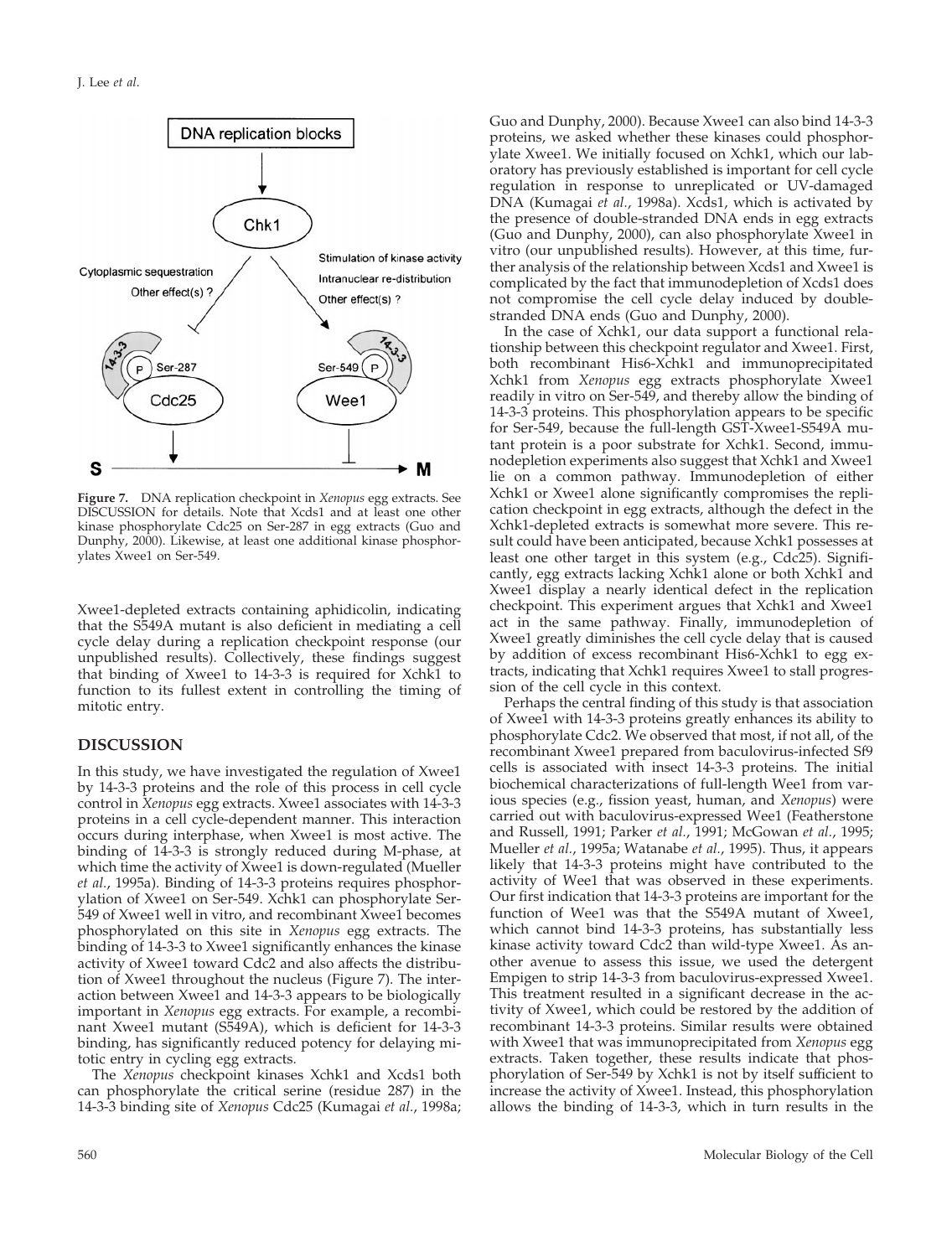**Figure 7.** DNA replication checkpoint in *Xenopus* egg extracts. See DISCUSSION for details. Note that Xcds1 and at least one other kinase phosphorylate Cdc25 on Ser-287 in egg extracts (Guo and Dunphy, 2000). Likewise, at least one additional kinase phosphorylates Xwee1 on Ser-549.

Xwee1-depleted extracts containing aphidicolin, indicating that the S549A mutant is also deficient in mediating a cell cycle delay during a replication checkpoint response (our unpublished results). Collectively, these findings suggest that binding of Xwee1 to 14-3-3 is required for Xchk1 to function to its fullest extent in controlling the timing of mitotic entry.

## DISCUSSION

In this study, we have investigated the regulation of Xwee1 by 14-3-3 proteins and the role of this process in cell cycle control in *Xenopus* egg extracts. Xwee1 associates with 14-3-3 proteins in a cell cycle-dependent manner. This interaction occurs during interphase, when Xwee1 is most active. The binding of 14-3-3 is strongly reduced during M-phase, at which time the activity of Xwee1 is down-regulated (Mueller *et al.*, 1995a). Binding of 14-3-3 proteins requires phosphorylation of Xwee1 on Ser-549. Xchk1 can phosphorylate Ser-549 of Xwee1 well in vitro, and recombinant Xwee1 becomes phosphorylated on this site in *Xenopus* egg extracts. The binding of 14-3-3 to Xwee1 significantly enhances the kinase activity of Xwee1 toward Cdc2 and also affects the distribution of Xwee1 throughout the nucleus (Figure 7). The interaction between Xwee1 and 14-3-3 appears to be biologically important in *Xenopus* egg extracts. For example, a recombinant Xwee1 mutant (S549A), which is deficient for 14-3-3 binding, has significantly reduced potency for delaying mitotic entry in cycling egg extracts.

The *Xenopus* checkpoint kinases Xchk1 and Xcds1 both can phosphorylate the critical serine (residue 287) in the 14-3-3 binding site of *Xenopus* Cdc25 (Kumagai *et al.*, 1998a; Guo and Dunphy, 2000). Because Xwee1 can also bind 14-3-3 proteins, we asked whether these kinases could phosphorylate Xwee1. We initially focused on Xchk1, which our laboratory has previously established is important for cell cycle regulation in response to unreplicated or UV-damaged DNA (Kumagai *et al.*, 1998a). Xcds1, which is activated by the presence of double-stranded DNA ends in egg extracts (Guo and Dunphy, 2000), can also phosphorylate Xwee1 in vitro (our unpublished results). However, at this time, further analysis of the relationship between Xcds1 and Xwee1 is complicated by the fact that immunodepletion of Xcds1 does not compromise the cell cycle delay induced by double-stranded DNA ends (Guo and Dunphy, 2000).

In the case of Xchk1, our data support a functional relationship between this checkpoint regulator and Xwee1. First, both recombinant His6-Xchk1 and immunoprecipitated Xchk1 from *Xenopus* egg extracts phosphorylate Xwee1 readily in vitro on Ser-549, and thereby allow the binding of 14-3-3 proteins. This phosphorylation appears to be specific for Ser-549, because the full-length GST-Xwee1-S549A mutant protein is a poor substrate for Xchk1. Second, immunodepletion experiments also suggest that Xchk1 and Xwee1 lie on a common pathway. Immunodepletion of either Xchk1 or Xwee1 alone significantly compromises the replication checkpoint in egg extracts, although the defect in the Xchk1-depleted extracts is somewhat more severe. This result could have been anticipated, because Xchk1 possesses at least one other target in this system (e.g., Cdc25). Significantly, egg extracts lacking Xchk1 alone or both Xchk1 and Xwee1 display a nearly identical defect in the replication checkpoint. This experiment argues that Xchk1 and Xwee1 act in the same pathway. Finally, immunodepletion of Xwee1 greatly diminishes the cell cycle delay that is caused by addition of excess recombinant His6-Xchk1 to egg extracts, indicating that Xchk1 requires Xwee1 to stall progression of the cell cycle in this context.

Perhaps the central finding of this study is that association of Xwee1 with 14-3-3 proteins greatly enhances its ability to phosphorylate Cdc2. We observed that most, if not all, of the recombinant Xwee1 prepared from baculovirus-infected Sf9 cells is associated with insect 14-3-3 proteins. The initial biochemical characterizations of full-length Wee1 from various species (e.g., fission yeast, human, and *Xenopus*) were carried out with baculovirus-expressed Wee1 (Featherstone and Russell, 1991; Parker *et al.*, 1991; McGowan *et al.*, 1995; Mueller *et al.*, 1995a; Watanabe *et al.*, 1995). Thus, it appears likely that 14-3-3 proteins might have contributed to the activity of Wee1 that was observed in these experiments. Our first indication that 14-3-3 proteins are important for the function of Wee1 was that the S549A mutant of Xwee1, which cannot bind 14-3-3 proteins, has substantially less kinase activity toward Cdc2 than wild-type Xwee1. As another avenue to assess this issue, we used the detergent Empigen to strip 14-3-3 from baculovirus-expressed Xwee1. This treatment resulted in a significant decrease in the activity of Xwee1, which could be restored by the addition of recombinant 14-3-3 proteins. Similar results were obtained with Xwee1 that was immunoprecipitated from *Xenopus* egg extracts. Taken together, these results indicate that phosphorylation of Ser-549 by Xchk1 is not by itself sufficient to increase the activity of Xwee1. Instead, this phosphorylation allows the binding of 14-3-3, which in turn results in the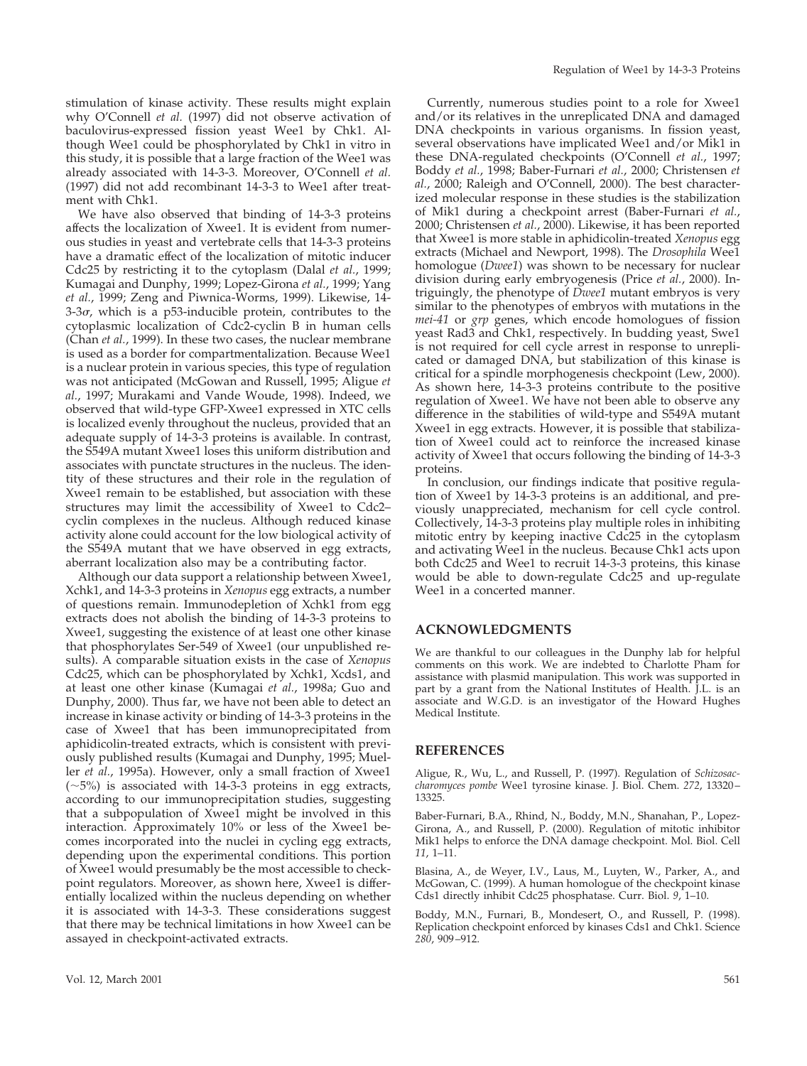stimulation of kinase activity. These results might explain why O'Connell *et al.* (1997) did not observe activation of baculovirus-expressed fission yeast Wee1 by Chk1. Although Wee1 could be phosphorylated by Chk1 in vitro in this study, it is possible that a large fraction of the Wee1 was already associated with 14-3-3. Moreover, O'Connell *et al.* (1997) did not add recombinant 14-3-3 to Wee1 after treatment with Chk1.

We have also observed that binding of 14-3-3 proteins affects the localization of Xwee1. It is evident from numerous studies in yeast and vertebrate cells that 14-3-3 proteins have a dramatic effect of the localization of mitotic inducer Cdc25 by restricting it to the cytoplasm (Dalal *et al.*, 1999; Kumagai and Dunphy, 1999; Lopez-Girona *et al.*, 1999; Yang *et al.*, 1999; Zeng and Piwnica-Worms, 1999). Likewise, 14-3-3$\sigma$, which is a p53-inducible protein, contributes to the cytoplasmic localization of Cdc2-cyclin B in human cells (Chan *et al.*, 1999). In these two cases, the nuclear membrane is used as a border for compartmentalization. Because Wee1 is a nuclear protein in various species, this type of regulation was not anticipated (McGowan and Russell, 1995; Aligue *et al.*, 1997; Murakami and Vande Woude, 1998). Indeed, we observed that wild-type GFP-Xwee1 expressed in XTC cells is localized evenly throughout the nucleus, provided that an adequate supply of 14-3-3 proteins is available. In contrast, the S549A mutant Xwee1 loses this uniform distribution and associates with punctate structures in the nucleus. The identity of these structures and their role in the regulation of Xwee1 remain to be established, but association with these structures may limit the accessibility of Xwee1 to Cdc2–cyclin complexes in the nucleus. Although reduced kinase activity alone could account for the low biological activity of the S549A mutant that we have observed in egg extracts, aberrant localization also may be a contributing factor.

Although our data support a relationship between Xwee1, Xchk1, and 14-3-3 proteins in *Xenopus* egg extracts, a number of questions remain. Immunodepletion of Xchk1 from egg extracts does not abolish the binding of 14-3-3 proteins to Xwee1, suggesting the existence of at least one other kinase that phosphorylates Ser-549 of Xwee1 (our unpublished results). A comparable situation exists in the case of *Xenopus* Cdc25, which can be phosphorylated by Xchk1, Xcds1, and at least one other kinase (Kumagai *et al.*, 1998a; Guo and Dunphy, 2000). Thus far, we have not been able to detect an increase in kinase activity or binding of 14-3-3 proteins in the case of Xwee1 that has been immunoprecipitated from aphidicolin-treated extracts, which is consistent with previously published results (Kumagai and Dunphy, 1995; Mueller *et al.*, 1995a). However, only a small fraction of Xwee1 (~5%) is associated with 14-3-3 proteins in egg extracts, according to our immunoprecipitation studies, suggesting that a subpopulation of Xwee1 might be involved in this interaction. Approximately 10% or less of the Xwee1 becomes incorporated into the nuclei in cycling egg extracts, depending upon the experimental conditions. This portion of Xwee1 would presumably be the most accessible to checkpoint regulators. Moreover, as shown here, Xwee1 is differentially localized within the nucleus depending on whether it is associated with 14-3-3. These considerations suggest that there may be technical limitations in how Xwee1 can be assayed in checkpoint-activated extracts.

Currently, numerous studies point to a role for Xwee1 and/or its relatives in the unreplicated DNA and damaged DNA checkpoints in various organisms. In fission yeast, several observations have implicated Wee1 and/or Mik1 in these DNA-regulated checkpoints (O'Connell *et al.*, 1997; Boddy *et al.*, 1998; Baber-Furnari *et al.*, 2000; Christensen *et al.*, 2000; Raleigh and O'Connell, 2000). The best characterized molecular response in these studies is the stabilization of Mik1 during a checkpoint arrest (Baber-Furnari *et al.*, 2000; Christensen *et al.*, 2000). Likewise, it has been reported that Xwee1 is more stable in aphidicolin-treated *Xenopus* egg extracts (Michael and Newport, 1998). The *Drosophila* Wee1 homologue (*Dwee1*) was shown to be necessary for nuclear division during early embryogenesis (Price *et al.*, 2000). Intriguingly, the phenotype of *Dwee1* mutant embryos is very similar to the phenotypes of embryos with mutations in the *mei-41* or *grp* genes, which encode homologues of fission yeast Rad3 and Chk1, respectively. In budding yeast, Swe1 is not required for cell cycle arrest in response to unreplicated or damaged DNA, but stabilization of this kinase is critical for a spindle morphogenesis checkpoint (Lew, 2000). As shown here, 14-3-3 proteins contribute to the positive regulation of Xwee1. We have not been able to observe any difference in the stabilities of wild-type and S549A mutant Xwee1 in egg extracts. However, it is possible that stabilization of Xwee1 could act to reinforce the increased kinase activity of Xwee1 that occurs following the binding of 14-3-3 proteins.

In conclusion, our findings indicate that positive regulation of Xwee1 by 14-3-3 proteins is an additional, and previously unappreciated, mechanism for cell cycle control. Collectively, 14-3-3 proteins play multiple roles in inhibiting mitotic entry by keeping inactive Cdc25 in the cytoplasm and activating Wee1 in the nucleus. Because Chk1 acts upon both Cdc25 and Wee1 to recruit 14-3-3 proteins, this kinase would be able to down-regulate Cdc25 and up-regulate Wee1 in a concerted manner.

## ACKNOWLEDGMENTS

We are thankful to our colleagues in the Dunphy lab for helpful comments on this work. We are indebted to Charlotte Pham for assistance with plasmid manipulation. This work was supported in part by a grant from the National Institutes of Health. J.L. is an associate and W.G.D. is an investigator of the Howard Hughes Medical Institute.

## REFERENCES

Aligue, R., Wu, L., and Russell, P. (1997). Regulation of *Schizosaccharomyces pombe* Wee1 tyrosine kinase. J. Biol. Chem. *272*, 13320–13325.

Baber-Furnari, B.A., Rhind, N., Boddy, M.N., Shanahan, P., Lopez-Girona, A., and Russell, P. (2000). Regulation of mitotic inhibitor Mik1 helps to enforce the DNA damage checkpoint. Mol. Biol. Cell *11*, 1–11.

Blasina, A., de Weyer, I.V., Laus, M., Luyten, W., Parker, A., and McGowan, C. (1999). A human homologue of the checkpoint kinase Cds1 directly inhibit Cdc25 phosphatase. Curr. Biol. *9*, 1–10.

Boddy, M.N., Furnari, B., Mondesert, O., and Russell, P. (1998). Replication checkpoint enforced by kinases Cds1 and Chk1. Science *280*, 909–912.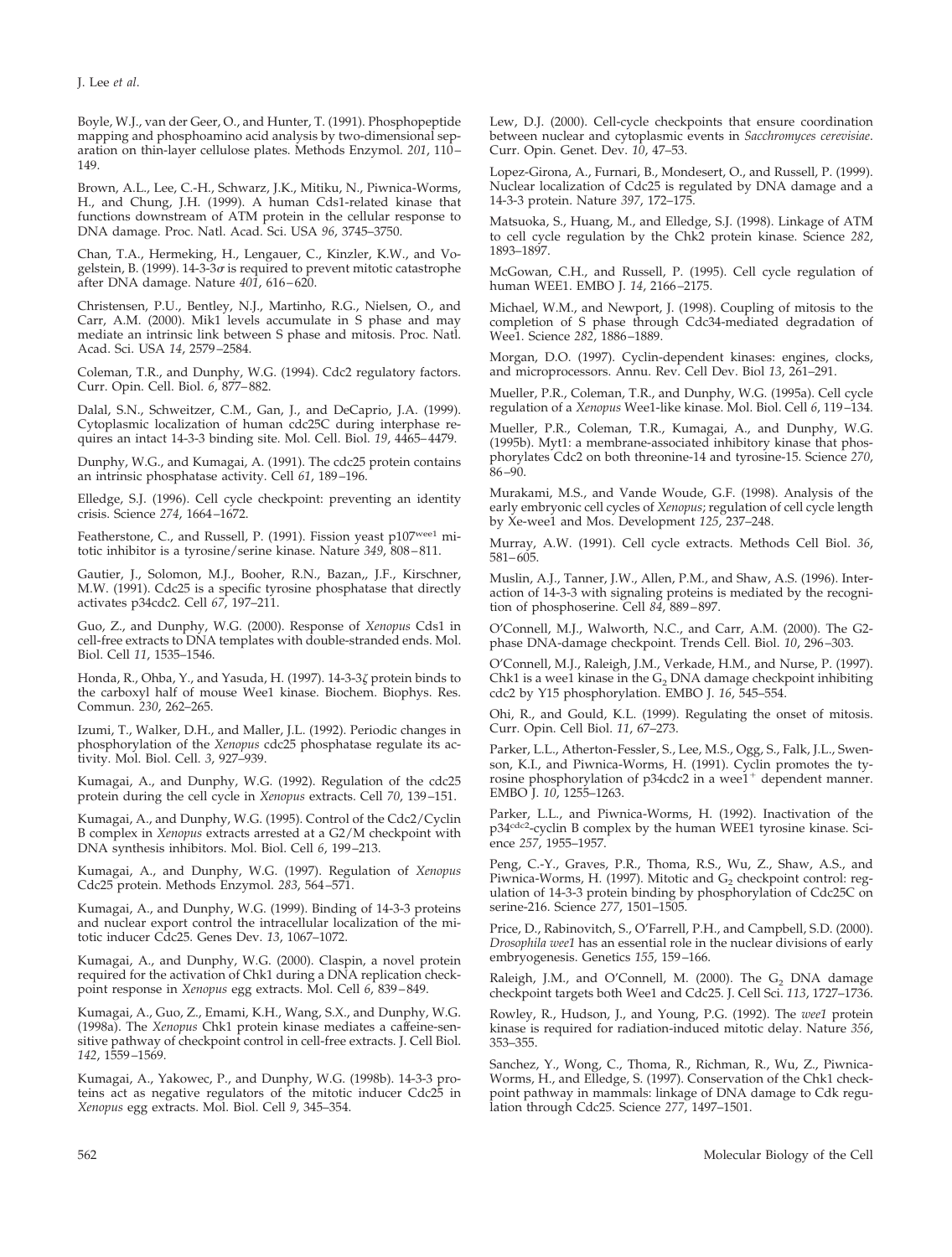Boyle, W.J., van der Geer, O., and Hunter, T. (1991). Phosphopeptide mapping and phosphoamino acid analysis by two-dimensional separation on thin-layer cellulose plates. Methods Enzymol. *201*, 110–149.

Brown, A.L., Lee, C.-H., Schwarz, J.K., Mitiku, N., Piwnica-Worms, H., and Chung, J.H. (1999). A human Cds1-related kinase that functions downstream of ATM protein in the cellular response to DNA damage. Proc. Natl. Acad. Sci. USA *96*, 3745–3750.

Chan, T.A., Hermeking, H., Lengauer, C., Kinzler, K.W., and Vogelstein, B. (1999). 14-3-3$\sigma$ is required to prevent mitotic catastrophe after DNA damage. Nature *401*, 616–620.

Christensen, P.U., Bentley, N.J., Martinho, R.G., Nielsen, O., and Carr, A.M. (2000). Mik1 levels accumulate in S phase and may mediate an intrinsic link between S phase and mitosis. Proc. Natl. Acad. Sci. USA *14*, 2579–2584.

Coleman, T.R., and Dunphy, W.G. (1994). Cdc2 regulatory factors. Curr. Opin. Cell. Biol. *6*, 877–882.

Dalal, S.N., Schweitzer, C.M., Gan, J., and DeCaprio, J.A. (1999). Cytoplasmic localization of human cdc25C during interphase requires an intact 14-3-3 binding site. Mol. Cell. Biol. *19*, 4465–4479.

Dunphy, W.G., and Kumagai, A. (1991). The cdc25 protein contains an intrinsic phosphatase activity. Cell *61*, 189–196.

Elledge, S.J. (1996). Cell cycle checkpoint: preventing an identity crisis. Science *274*, 1664–1672.

Featherstone, C., and Russell, P. (1991). Fission yeast p107$^{wee1}$ mitotic inhibitor is a tyrosine/serine kinase. Nature *349*, 808–811.

Gautier, J., Solomon, M.J., Booher, R.N., Bazan,, J.F., Kirschner, M.W. (1991). Cdc25 is a specific tyrosine phosphatase that directly activates p34cdc2. Cell *67*, 197–211.

Guo, Z., and Dunphy, W.G. (2000). Response of *Xenopus* Cds1 in cell-free extracts to DNA templates with double-stranded ends. Mol. Biol. Cell *11*, 1535–1546.

Honda, R., Ohba, Y., and Yasuda, H. (1997). 14-3-3$\zeta$ protein binds to the carboxyl half of mouse Wee1 kinase. Biochem. Biophys. Res. Commun. *230*, 262–265.

Izumi, T., Walker, D.H., and Maller, J.L. (1992). Periodic changes in phosphorylation of the *Xenopus* cdc25 phosphatase regulate its activity. Mol. Biol. Cell. *3*, 927–939.

Kumagai, A., and Dunphy, W.G. (1992). Regulation of the cdc25 protein during the cell cycle in *Xenopus* extracts. Cell *70*, 139–151.

Kumagai, A., and Dunphy, W.G. (1995). Control of the Cdc2/Cyclin B complex in *Xenopus* extracts arrested at a G2/M checkpoint with DNA synthesis inhibitors. Mol. Biol. Cell *6*, 199–213.

Kumagai, A., and Dunphy, W.G. (1997). Regulation of *Xenopus* Cdc25 protein. Methods Enzymol. *283*, 564–571.

Kumagai, A., and Dunphy, W.G. (1999). Binding of 14-3-3 proteins and nuclear export control the intracellular localization of the mitotic inducer Cdc25. Genes Dev. *13*, 1067–1072.

Kumagai, A., and Dunphy, W.G. (2000). Claspin, a novel protein required for the activation of Chk1 during a DNA replication checkpoint response in *Xenopus* egg extracts. Mol. Cell *6*, 839–849.

Kumagai, A., Guo, Z., Emami, K.H., Wang, S.X., and Dunphy, W.G. (1998a). The *Xenopus* Chk1 protein kinase mediates a caffeine-sensitive pathway of checkpoint control in cell-free extracts. J. Cell Biol. *142*, 1559–1569.

Kumagai, A., Yakowec, P., and Dunphy, W.G. (1998b). 14-3-3 proteins act as negative regulators of the mitotic inducer Cdc25 in *Xenopus* egg extracts. Mol. Biol. Cell *9*, 345–354.

Lew, D.J. (2000). Cell-cycle checkpoints that ensure coordination between nuclear and cytoplasmic events in *Saccharomyces cerevisiae*. Curr. Opin. Genet. Dev. *10*, 47–53.

Lopez-Girona, A., Furnari, B., Mondesert, O., and Russell, P. (1999). Nuclear localization of Cdc25 is regulated by DNA damage and a 14-3-3 protein. Nature *397*, 172–175.

Matsuoka, S., Huang, M., and Elledge, S.J. (1998). Linkage of ATM to cell cycle regulation by the Chk2 protein kinase. Science *282*, 1893–1897.

McGowan, C.H., and Russell, P. (1995). Cell cycle regulation of human WEE1. EMBO J. *14*, 2166–2175.

Michael, W.M., and Newport, J. (1998). Coupling of mitosis to the completion of S phase through Cdc34-mediated degradation of Wee1. Science *282*, 1886–1889.

Morgan, D.O. (1997). Cyclin-dependent kinases: engines, clocks, and microprocessors. Annu. Rev. Cell Dev. Biol *13*, 261–291.

Mueller, P.R., Coleman, T.R., and Dunphy, W.G. (1995a). Cell cycle regulation of a *Xenopus* Wee1-like kinase. Mol. Biol. Cell *6*, 119–134.

Mueller, P.R., Coleman, T.R., Kumagai, A., and Dunphy, W.G. (1995b). Myt1: a membrane-associated inhibitory kinase that phosphorylates Cdc2 on both threonine-14 and tyrosine-15. Science *270*, 86–90.

Murakami, M.S., and Vande Woude, G.F. (1998). Analysis of the early embryonic cell cycles of *Xenopus*; regulation of cell cycle length by Xe-wee1 and Mos. Development *125*, 237–248.

Murray, A.W. (1991). Cell cycle extracts. Methods Cell Biol. *36*, 581–605.

Muslin, A.J., Tanner, J.W., Allen, P.M., and Shaw, A.S. (1996). Interaction of 14-3-3 with signaling proteins is mediated by the recognition of phosphoserine. Cell *84*, 889–897.

O'Connell, M.J., Walworth, N.C., and Carr, A.M. (2000). The G2-phase DNA-damage checkpoint. Trends Cell. Biol. *10*, 296–303.

O'Connell, M.J., Raleigh, J.M., Verkade, H.M., and Nurse, P. (1997). Chk1 is a wee1 kinase in the $G_2$ DNA damage checkpoint inhibiting cdc2 by Y15 phosphorylation. EMBO J. *16*, 545–554.

Ohi, R., and Gould, K.L. (1999). Regulating the onset of mitosis. Curr. Opin. Cell Biol. *11*, 67–273.

Parker, L.L., Atherton-Fessler, S., Lee, M.S., Ogg, S., Falk, J.L., Swenson, K.I., and Piwnica-Worms, H. (1991). Cyclin promotes the tyrosine phosphorylation of p34cdc2 in a wee1$^{+}$ dependent manner. EMBO J. *10*, 1255–1263.

Parker, L.L., and Piwnica-Worms, H. (1992). Inactivation of the p34$^{cdc2}$-cyclin B complex by the human WEE1 tyrosine kinase. Science *257*, 1955–1957.

Peng, C.-Y., Graves, P.R., Thoma, R.S., Wu, Z., Shaw, A.S., and Piwnica-Worms, H. (1997). Mitotic and $G_2$ checkpoint control: regulation of 14-3-3 protein binding by phosphorylation of Cdc25C on serine-216. Science *277*, 1501–1505.

Price, D., Rabinovitch, S., O'Farrell, P.H., and Campbell, S.D. (2000). *Drosophila wee1* has an essential role in the nuclear divisions of early embryogenesis. Genetics *155*, 159–166.

Raleigh, J.M., and O'Connell, M. (2000). The $G_2$ DNA damage checkpoint targets both Wee1 and Cdc25. J. Cell Sci. *113*, 1727–1736.

Rowley, R., Hudson, J., and Young, P.G. (1992). The *wee1* protein kinase is required for radiation-induced mitotic delay. Nature *356*, 353–355.

Sanchez, Y., Wong, C., Thoma, R., Richman, R., Wu, Z., Piwnica-Worms, H., and Elledge, S. (1997). Conservation of the Chk1 checkpoint pathway in mammals: linkage of DNA damage to Cdk regulation through Cdc25. Science *277*, 1497–1501.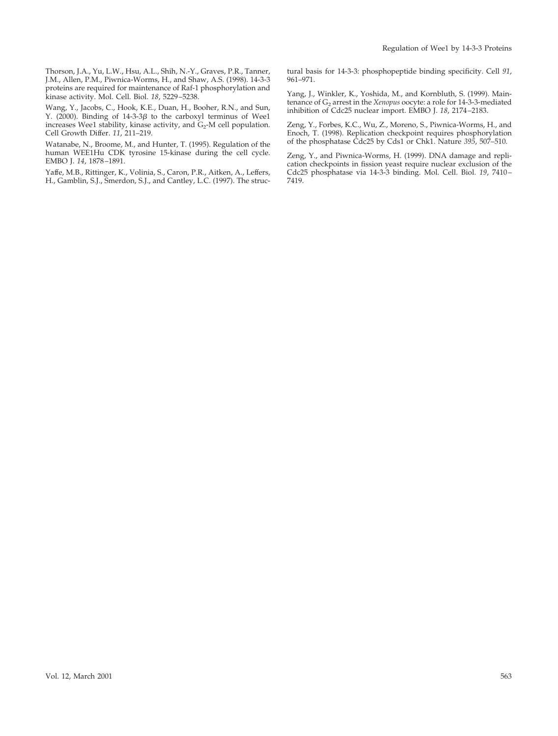Thorson, J.A., Yu, L.W., Hsu, A.L., Shih, N.-Y., Graves, P.R., Tanner, J.M., Allen, P.M., Piwnica-Worms, H., and Shaw, A.S. (1998). 14-3-3 proteins are required for maintenance of Raf-1 phosphorylation and kinase activity. Mol. Cell. Biol. *18*, 5229–5238.

Wang, Y., Jacobs, C., Hook, K.E., Duan, H., Booher, R.N., and Sun, Y. (2000). Binding of 14-3-3$\beta$ to the carboxyl terminus of Wee1 increases Wee1 stability, kinase activity, and $G_2$-M cell population. Cell Growth Differ. *11*, 211–219.

Watanabe, N., Broome, M., and Hunter, T. (1995). Regulation of the human WEE1Hu CDK tyrosine 15-kinase during the cell cycle. EMBO J. *14*, 1878–1891.

Yaffe, M.B., Rittinger, K., Volinia, S., Caron, P.R., Aitken, A., Leffers, H., Gamblin, S.J., Smerdon, S.J., and Cantley, L.C. (1997). The structural basis for 14-3-3: phosphopeptide binding specificity. Cell *91*, 961–971.

Yang, J., Winkler, K., Yoshida, M., and Kornbluth, S. (1999). Maintenance of $G_2$ arrest in the *Xenopus* oocyte: a role for 14-3-3-mediated inhibition of Cdc25 nuclear import. EMBO J. *18*, 2174–2183.

Zeng, Y., Forbes, K.C., Wu, Z., Moreno, S., Piwnica-Worms, H., and Enoch, T. (1998). Replication checkpoint requires phosphorylation of the phosphatase Cdc25 by Cds1 or Chk1. Nature *395*, 507–510.

Zeng, Y., and Piwnica-Worms, H. (1999). DNA damage and replication checkpoints in fission yeast require nuclear exclusion of the Cdc25 phosphatase via 14-3-3 binding. Mol. Cell. Biol. *19*, 7410–7419.